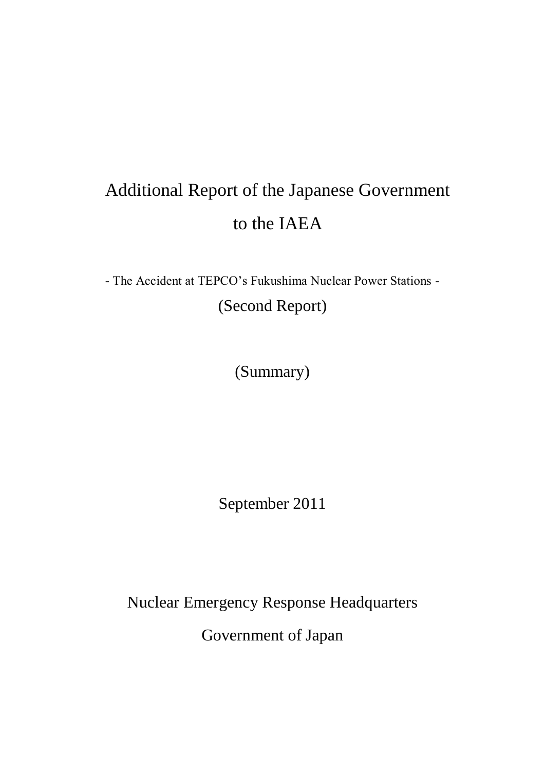# Additional Report of the Japanese Government to the IAEA

- The Accident at TEPCO's Fukushima Nuclear Power Stations -

(Second Report)

(Summary)

September 2011

Nuclear Emergency Response Headquarters

Government of Japan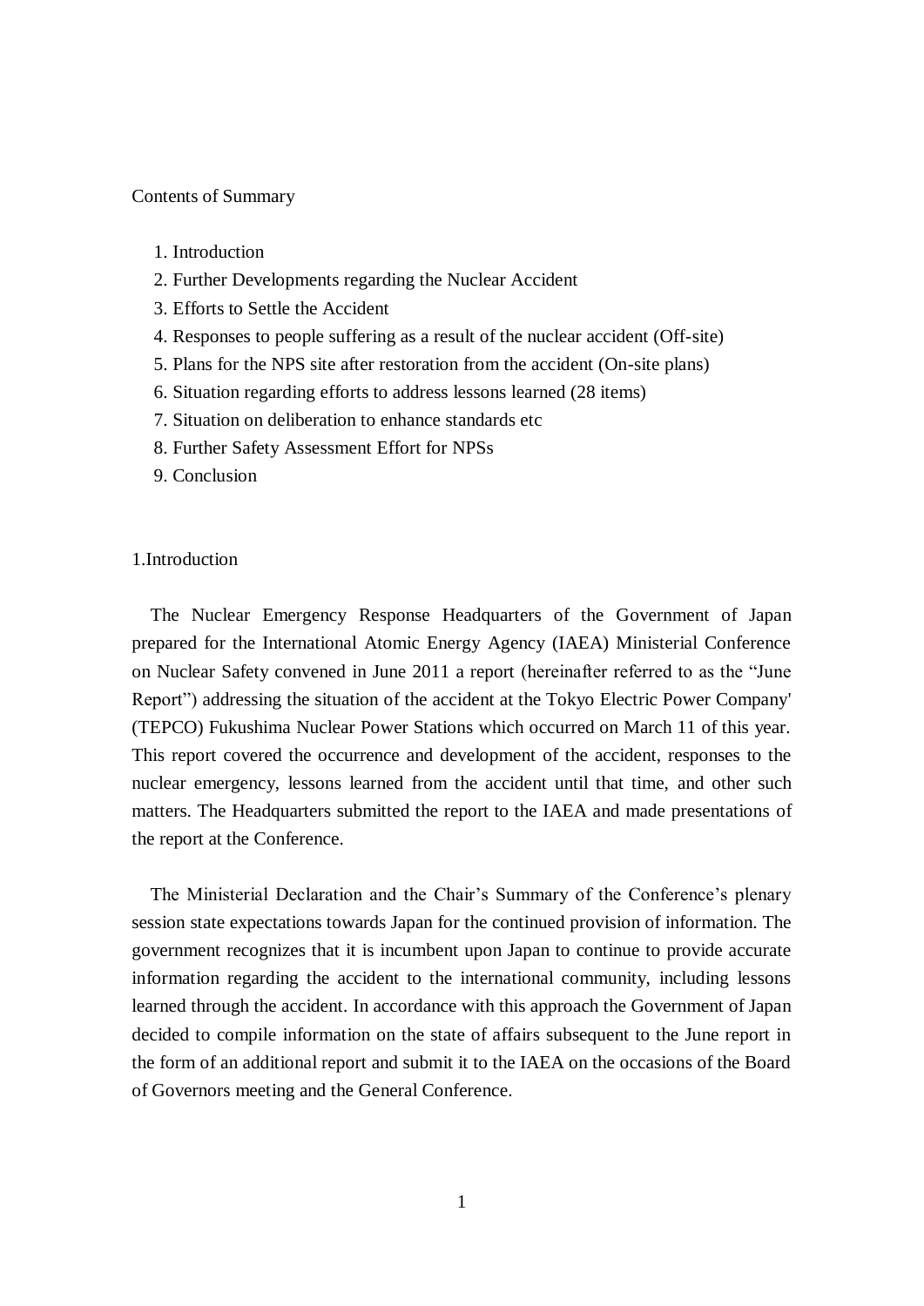Contents of Summary

1. Introduction
2. Further Developments regarding the Nuclear Accident
3. Efforts to Settle the Accident
4. Responses to people suffering as a result of the nuclear accident (Off-site)
5. Plans for the NPS site after restoration from the accident (On-site plans)
6. Situation regarding efforts to address lessons learned (28 items)
7. Situation on deliberation to enhance standards etc
8. Further Safety Assessment Effort for NPSs
9. Conclusion

## 1.Introduction

The Nuclear Emergency Response Headquarters of the Government of Japan prepared for the International Atomic Energy Agency (IAEA) Ministerial Conference on Nuclear Safety convened in June 2011 a report (hereinafter referred to as the "June Report") addressing the situation of the accident at the Tokyo Electric Power Company' (TEPCO) Fukushima Nuclear Power Stations which occurred on March 11 of this year. This report covered the occurrence and development of the accident, responses to the nuclear emergency, lessons learned from the accident until that time, and other such matters. The Headquarters submitted the report to the IAEA and made presentations of the report at the Conference.

The Ministerial Declaration and the Chair's Summary of the Conference's plenary session state expectations towards Japan for the continued provision of information. The government recognizes that it is incumbent upon Japan to continue to provide accurate information regarding the accident to the international community, including lessons learned through the accident. In accordance with this approach the Government of Japan decided to compile information on the state of affairs subsequent to the June report in the form of an additional report and submit it to the IAEA on the occasions of the Board of Governors meeting and the General Conference.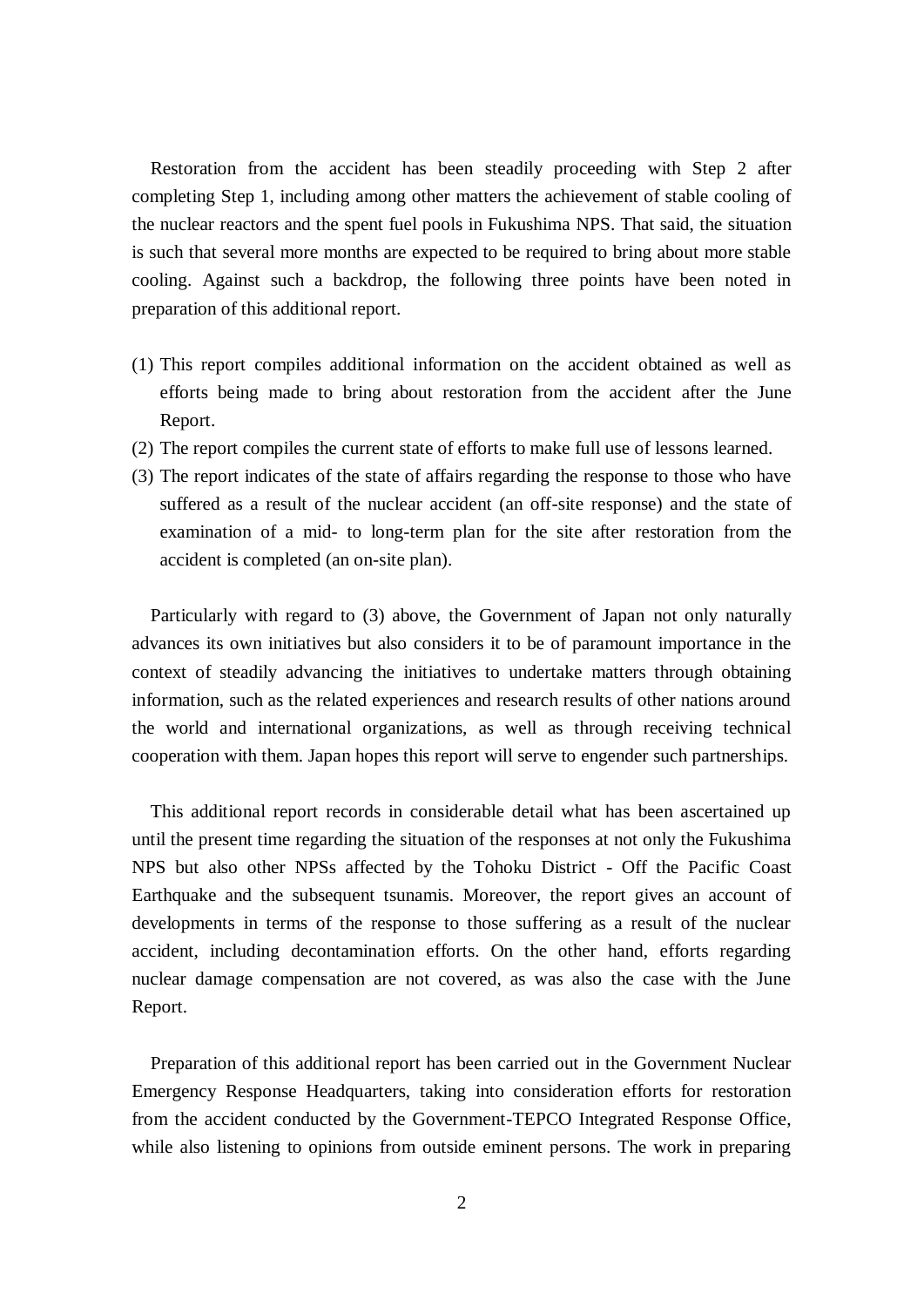Restoration from the accident has been steadily proceeding with Step 2 after completing Step 1, including among other matters the achievement of stable cooling of the nuclear reactors and the spent fuel pools in Fukushima NPS. That said, the situation is such that several more months are expected to be required to bring about more stable cooling. Against such a backdrop, the following three points have been noted in preparation of this additional report.

(1) This report compiles additional information on the accident obtained as well as efforts being made to bring about restoration from the accident after the June Report.
(2) The report compiles the current state of efforts to make full use of lessons learned.
(3) The report indicates of the state of affairs regarding the response to those who have suffered as a result of the nuclear accident (an off-site response) and the state of examination of a mid- to long-term plan for the site after restoration from the accident is completed (an on-site plan).

Particularly with regard to (3) above, the Government of Japan not only naturally advances its own initiatives but also considers it to be of paramount importance in the context of steadily advancing the initiatives to undertake matters through obtaining information, such as the related experiences and research results of other nations around the world and international organizations, as well as through receiving technical cooperation with them. Japan hopes this report will serve to engender such partnerships.

This additional report records in considerable detail what has been ascertained up until the present time regarding the situation of the responses at not only the Fukushima NPS but also other NPSs affected by the Tohoku District - Off the Pacific Coast Earthquake and the subsequent tsunamis. Moreover, the report gives an account of developments in terms of the response to those suffering as a result of the nuclear accident, including decontamination efforts. On the other hand, efforts regarding nuclear damage compensation are not covered, as was also the case with the June Report.

Preparation of this additional report has been carried out in the Government Nuclear Emergency Response Headquarters, taking into consideration efforts for restoration from the accident conducted by the Government-TEPCO Integrated Response Office, while also listening to opinions from outside eminent persons. The work in preparing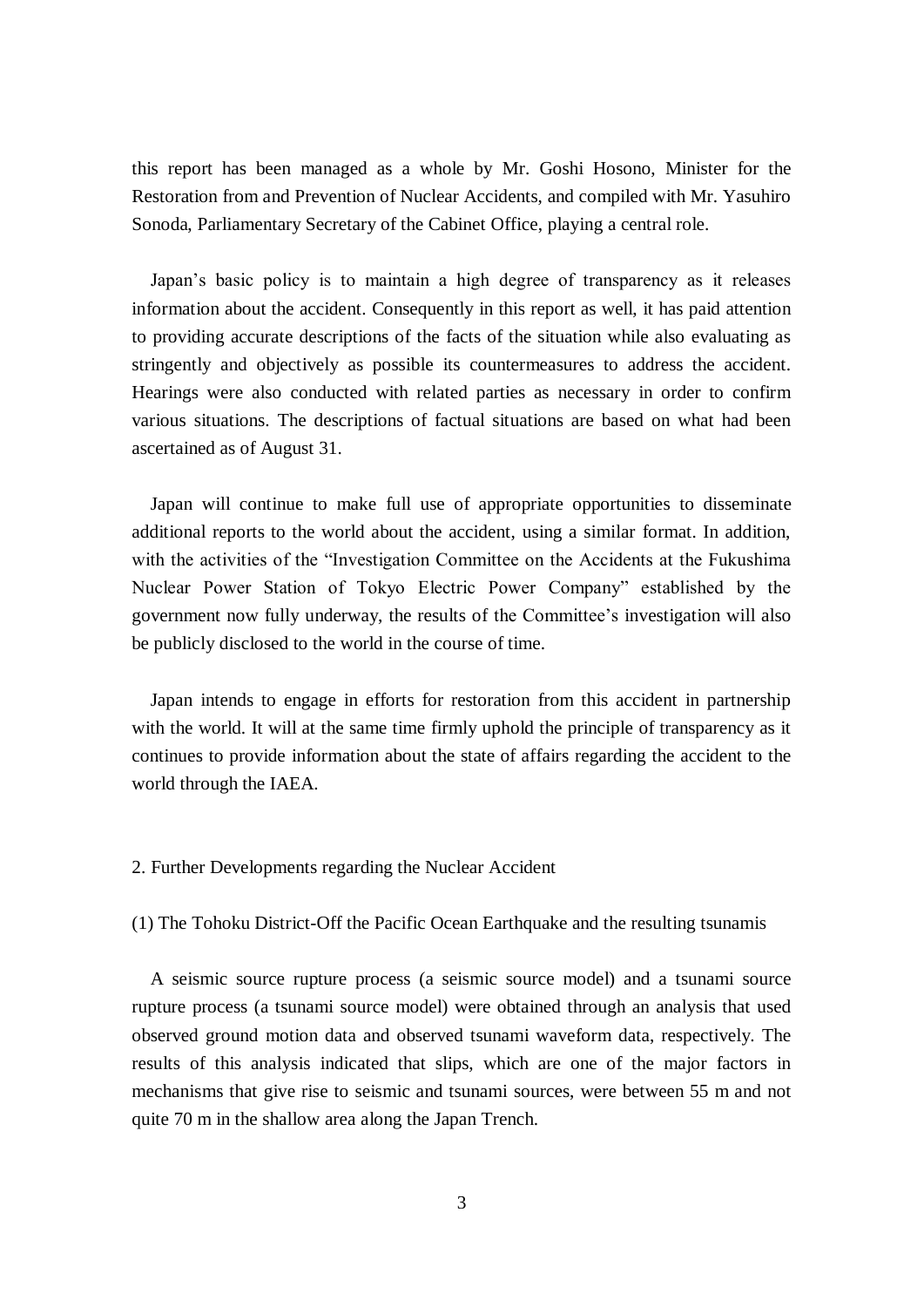this report has been managed as a whole by Mr. Goshi Hosono, Minister for the Restoration from and Prevention of Nuclear Accidents, and compiled with Mr. Yasuhiro Sonoda, Parliamentary Secretary of the Cabinet Office, playing a central role.

Japan's basic policy is to maintain a high degree of transparency as it releases information about the accident. Consequently in this report as well, it has paid attention to providing accurate descriptions of the facts of the situation while also evaluating as stringently and objectively as possible its countermeasures to address the accident. Hearings were also conducted with related parties as necessary in order to confirm various situations. The descriptions of factual situations are based on what had been ascertained as of August 31.

Japan will continue to make full use of appropriate opportunities to disseminate additional reports to the world about the accident, using a similar format. In addition, with the activities of the "Investigation Committee on the Accidents at the Fukushima Nuclear Power Station of Tokyo Electric Power Company" established by the government now fully underway, the results of the Committee's investigation will also be publicly disclosed to the world in the course of time.

Japan intends to engage in efforts for restoration from this accident in partnership with the world. It will at the same time firmly uphold the principle of transparency as it continues to provide information about the state of affairs regarding the accident to the world through the IAEA.

## 2. Further Developments regarding the Nuclear Accident

### (1) The Tohoku District-Off the Pacific Ocean Earthquake and the resulting tsunamis

A seismic source rupture process (a seismic source model) and a tsunami source rupture process (a tsunami source model) were obtained through an analysis that used observed ground motion data and observed tsunami waveform data, respectively. The results of this analysis indicated that slips, which are one of the major factors in mechanisms that give rise to seismic and tsunami sources, were between 55 m and not quite 70 m in the shallow area along the Japan Trench.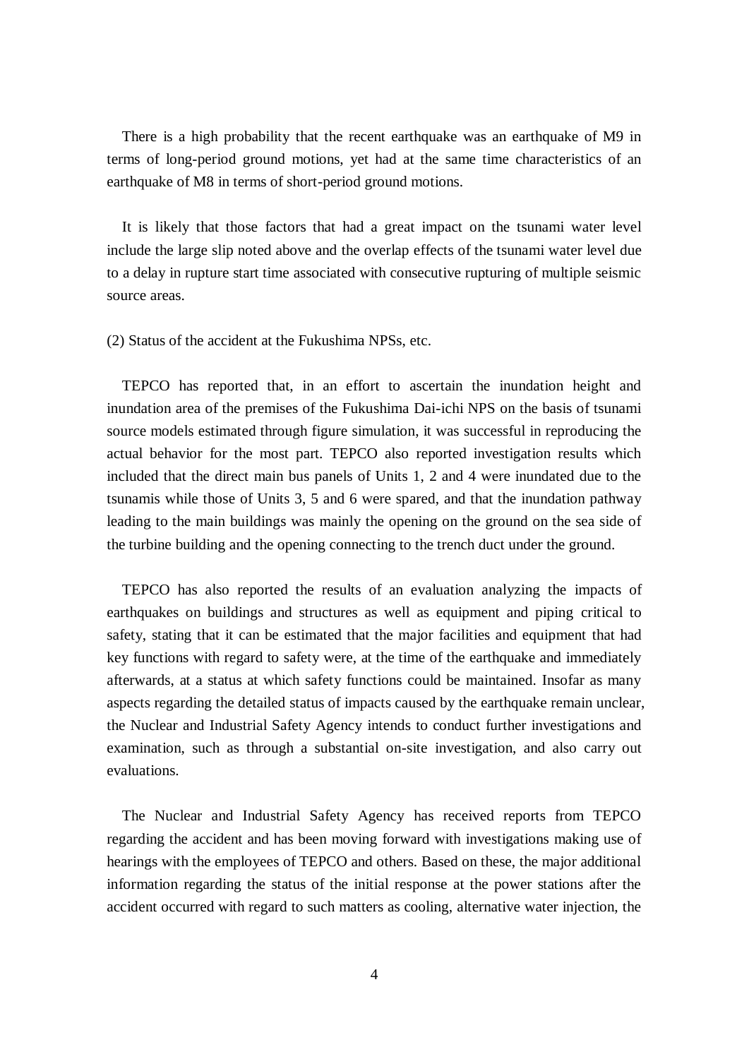There is a high probability that the recent earthquake was an earthquake of M9 in terms of long-period ground motions, yet had at the same time characteristics of an earthquake of M8 in terms of short-period ground motions.

It is likely that those factors that had a great impact on the tsunami water level include the large slip noted above and the overlap effects of the tsunami water level due to a delay in rupture start time associated with consecutive rupturing of multiple seismic source areas.

(2) Status of the accident at the Fukushima NPSs, etc.

TEPCO has reported that, in an effort to ascertain the inundation height and inundation area of the premises of the Fukushima Dai-ichi NPS on the basis of tsunami source models estimated through figure simulation, it was successful in reproducing the actual behavior for the most part. TEPCO also reported investigation results which included that the direct main bus panels of Units 1, 2 and 4 were inundated due to the tsunamis while those of Units 3, 5 and 6 were spared, and that the inundation pathway leading to the main buildings was mainly the opening on the ground on the sea side of the turbine building and the opening connecting to the trench duct under the ground.

TEPCO has also reported the results of an evaluation analyzing the impacts of earthquakes on buildings and structures as well as equipment and piping critical to safety, stating that it can be estimated that the major facilities and equipment that had key functions with regard to safety were, at the time of the earthquake and immediately afterwards, at a status at which safety functions could be maintained. Insofar as many aspects regarding the detailed status of impacts caused by the earthquake remain unclear, the Nuclear and Industrial Safety Agency intends to conduct further investigations and examination, such as through a substantial on-site investigation, and also carry out evaluations.

The Nuclear and Industrial Safety Agency has received reports from TEPCO regarding the accident and has been moving forward with investigations making use of hearings with the employees of TEPCO and others. Based on these, the major additional information regarding the status of the initial response at the power stations after the accident occurred with regard to such matters as cooling, alternative water injection, the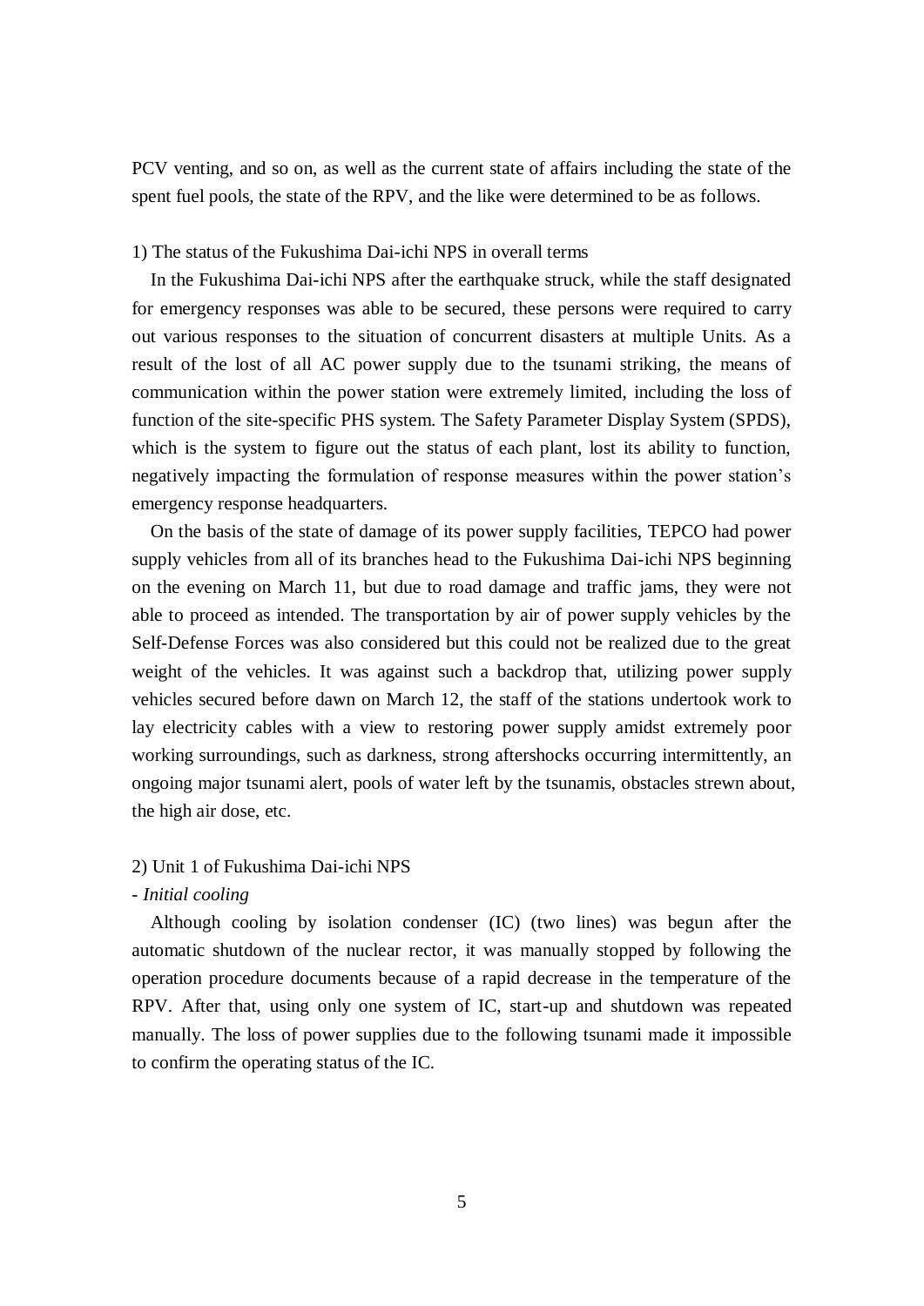PCV venting, and so on, as well as the current state of affairs including the state of the spent fuel pools, the state of the RPV, and the like were determined to be as follows.

1) The status of the Fukushima Dai-ichi NPS in overall terms

In the Fukushima Dai-ichi NPS after the earthquake struck, while the staff designated for emergency responses was able to be secured, these persons were required to carry out various responses to the situation of concurrent disasters at multiple Units. As a result of the lost of all AC power supply due to the tsunami striking, the means of communication within the power station were extremely limited, including the loss of function of the site-specific PHS system. The Safety Parameter Display System (SPDS), which is the system to figure out the status of each plant, lost its ability to function, negatively impacting the formulation of response measures within the power station's emergency response headquarters.

On the basis of the state of damage of its power supply facilities, TEPCO had power supply vehicles from all of its branches head to the Fukushima Dai-ichi NPS beginning on the evening on March 11, but due to road damage and traffic jams, they were not able to proceed as intended. The transportation by air of power supply vehicles by the Self-Defense Forces was also considered but this could not be realized due to the great weight of the vehicles. It was against such a backdrop that, utilizing power supply vehicles secured before dawn on March 12, the staff of the stations undertook work to lay electricity cables with a view to restoring power supply amidst extremely poor working surroundings, such as darkness, strong aftershocks occurring intermittently, an ongoing major tsunami alert, pools of water left by the tsunamis, obstacles strewn about, the high air dose, etc.

2) Unit 1 of Fukushima Dai-ichi NPS

- *Initial cooling*

Although cooling by isolation condenser (IC) (two lines) was begun after the automatic shutdown of the nuclear rector, it was manually stopped by following the operation procedure documents because of a rapid decrease in the temperature of the RPV. After that, using only one system of IC, start-up and shutdown was repeated manually. The loss of power supplies due to the following tsunami made it impossible to confirm the operating status of the IC.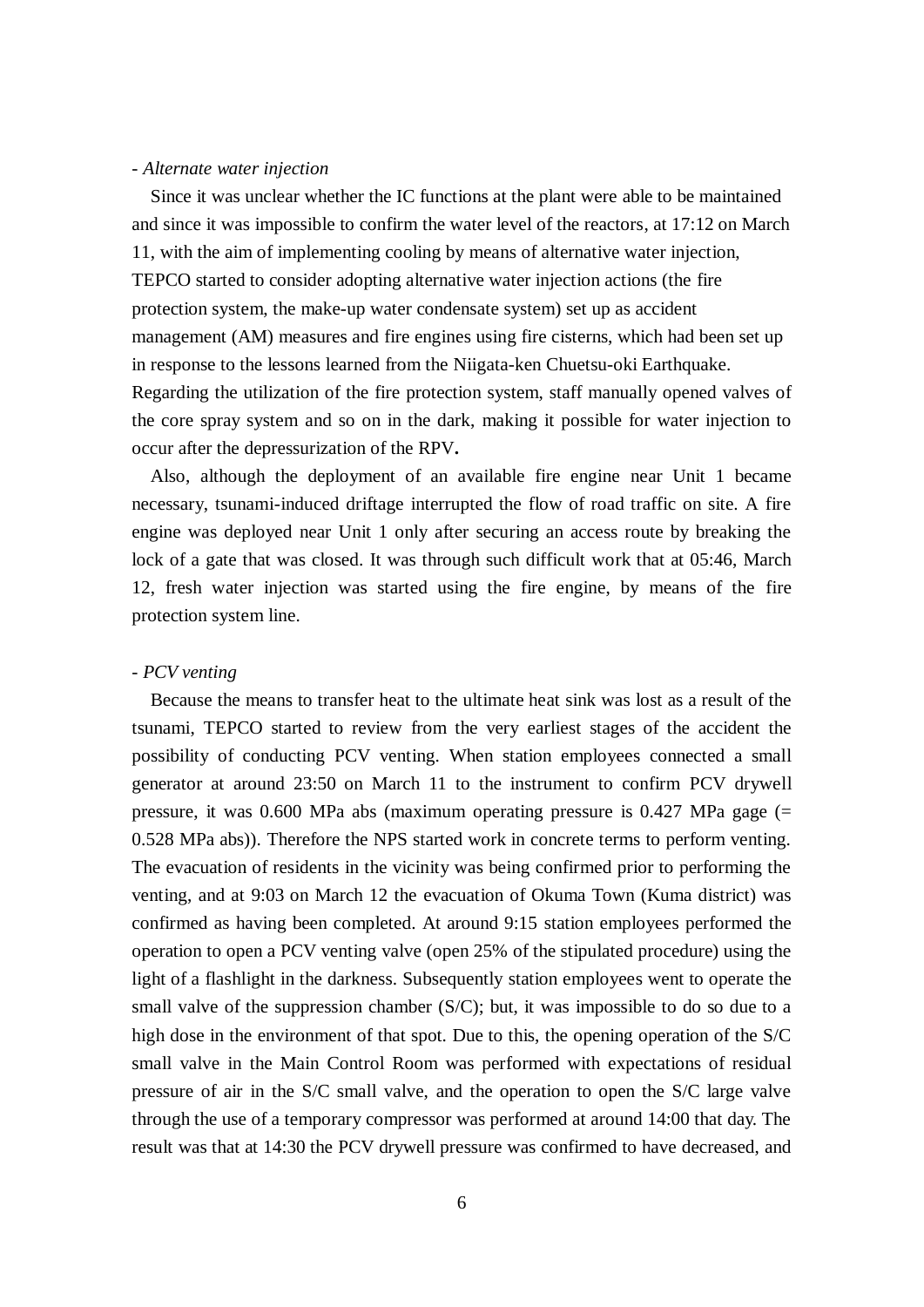*- Alternate water injection*

Since it was unclear whether the IC functions at the plant were able to be maintained and since it was impossible to confirm the water level of the reactors, at 17:12 on March 11, with the aim of implementing cooling by means of alternative water injection, TEPCO started to consider adopting alternative water injection actions (the fire protection system, the make-up water condensate system) set up as accident management (AM) measures and fire engines using fire cisterns, which had been set up in response to the lessons learned from the Niigata-ken Chuetsu-oki Earthquake. Regarding the utilization of the fire protection system, staff manually opened valves of the core spray system and so on in the dark, making it possible for water injection to occur after the depressurization of the RPV**.**

Also, although the deployment of an available fire engine near Unit 1 became necessary, tsunami-induced driftage interrupted the flow of road traffic on site. A fire engine was deployed near Unit 1 only after securing an access route by breaking the lock of a gate that was closed. It was through such difficult work that at 05:46, March 12, fresh water injection was started using the fire engine, by means of the fire protection system line.

*- PCV venting*

Because the means to transfer heat to the ultimate heat sink was lost as a result of the tsunami, TEPCO started to review from the very earliest stages of the accident the possibility of conducting PCV venting. When station employees connected a small generator at around 23:50 on March 11 to the instrument to confirm PCV drywell pressure, it was 0.600 MPa abs (maximum operating pressure is 0.427 MPa gage (= 0.528 MPa abs)). Therefore the NPS started work in concrete terms to perform venting. The evacuation of residents in the vicinity was being confirmed prior to performing the venting, and at 9:03 on March 12 the evacuation of Okuma Town (Kuma district) was confirmed as having been completed. At around 9:15 station employees performed the operation to open a PCV venting valve (open 25% of the stipulated procedure) using the light of a flashlight in the darkness. Subsequently station employees went to operate the small valve of the suppression chamber (S/C); but, it was impossible to do so due to a high dose in the environment of that spot. Due to this, the opening operation of the S/C small valve in the Main Control Room was performed with expectations of residual pressure of air in the S/C small valve, and the operation to open the S/C large valve through the use of a temporary compressor was performed at around 14:00 that day. The result was that at 14:30 the PCV drywell pressure was confirmed to have decreased, and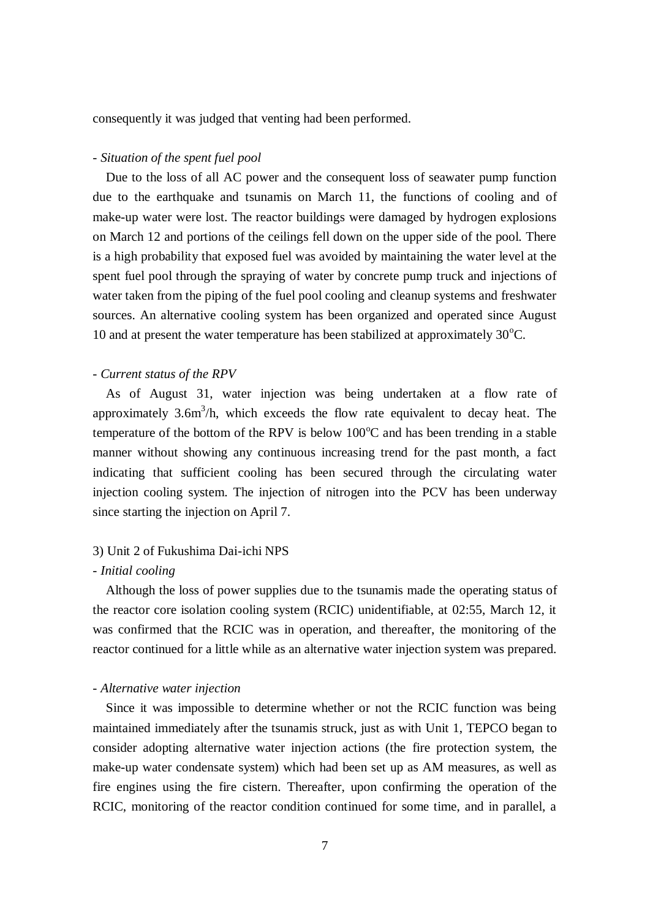consequently it was judged that venting had been performed.

- *Situation of the spent fuel pool*

Due to the loss of all AC power and the consequent loss of seawater pump function due to the earthquake and tsunamis on March 11, the functions of cooling and of make-up water were lost. The reactor buildings were damaged by hydrogen explosions on March 12 and portions of the ceilings fell down on the upper side of the pool. There is a high probability that exposed fuel was avoided by maintaining the water level at the spent fuel pool through the spraying of water by concrete pump truck and injections of water taken from the piping of the fuel pool cooling and cleanup systems and freshwater sources. An alternative cooling system has been organized and operated since August 10 and at present the water temperature has been stabilized at approximately 30$^{o}$C.

- *Current status of the RPV*

As of August 31, water injection was being undertaken at a flow rate of approximately 3.6m$^{3}$/h, which exceeds the flow rate equivalent to decay heat. The temperature of the bottom of the RPV is below 100$^{o}$C and has been trending in a stable manner without showing any continuous increasing trend for the past month, a fact indicating that sufficient cooling has been secured through the circulating water injection cooling system. The injection of nitrogen into the PCV has been underway since starting the injection on April 7.

3) Unit 2 of Fukushima Dai-ichi NPS

- *Initial cooling*

Although the loss of power supplies due to the tsunamis made the operating status of the reactor core isolation cooling system (RCIC) unidentifiable, at 02:55, March 12, it was confirmed that the RCIC was in operation, and thereafter, the monitoring of the reactor continued for a little while as an alternative water injection system was prepared.

- *Alternative water injection*

Since it was impossible to determine whether or not the RCIC function was being maintained immediately after the tsunamis struck, just as with Unit 1, TEPCO began to consider adopting alternative water injection actions (the fire protection system, the make-up water condensate system) which had been set up as AM measures, as well as fire engines using the fire cistern. Thereafter, upon confirming the operation of the RCIC, monitoring of the reactor condition continued for some time, and in parallel, a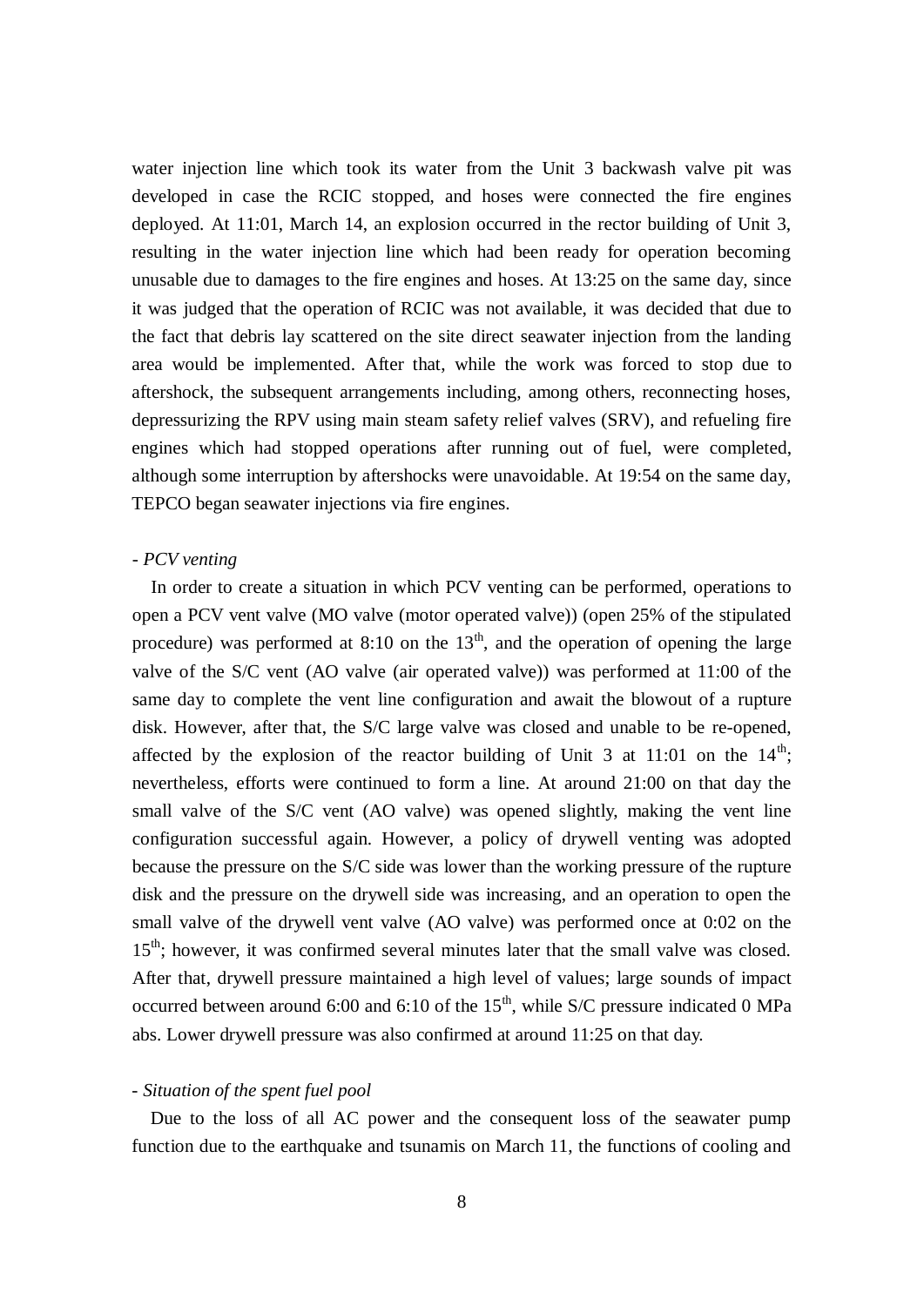water injection line which took its water from the Unit 3 backwash valve pit was developed in case the RCIC stopped, and hoses were connected the fire engines deployed. At 11:01, March 14, an explosion occurred in the rector building of Unit 3, resulting in the water injection line which had been ready for operation becoming unusable due to damages to the fire engines and hoses. At 13:25 on the same day, since it was judged that the operation of RCIC was not available, it was decided that due to the fact that debris lay scattered on the site direct seawater injection from the landing area would be implemented. After that, while the work was forced to stop due to aftershock, the subsequent arrangements including, among others, reconnecting hoses, depressurizing the RPV using main steam safety relief valves (SRV), and refueling fire engines which had stopped operations after running out of fuel, were completed, although some interruption by aftershocks were unavoidable. At 19:54 on the same day, TEPCO began seawater injections via fire engines.

- *PCV venting*

In order to create a situation in which PCV venting can be performed, operations to open a PCV vent valve (MO valve (motor operated valve)) (open 25% of the stipulated procedure) was performed at 8:10 on the 13th, and the operation of opening the large valve of the S/C vent (AO valve (air operated valve)) was performed at 11:00 of the same day to complete the vent line configuration and await the blowout of a rupture disk. However, after that, the S/C large valve was closed and unable to be re-opened, affected by the explosion of the reactor building of Unit 3 at 11:01 on the 14th; nevertheless, efforts were continued to form a line. At around 21:00 on that day the small valve of the S/C vent (AO valve) was opened slightly, making the vent line configuration successful again. However, a policy of drywell venting was adopted because the pressure on the S/C side was lower than the working pressure of the rupture disk and the pressure on the drywell side was increasing, and an operation to open the small valve of the drywell vent valve (AO valve) was performed once at 0:02 on the 15th; however, it was confirmed several minutes later that the small valve was closed. After that, drywell pressure maintained a high level of values; large sounds of impact occurred between around 6:00 and 6:10 of the 15th, while S/C pressure indicated 0 MPa abs. Lower drywell pressure was also confirmed at around 11:25 on that day.

- *Situation of the spent fuel pool*

Due to the loss of all AC power and the consequent loss of the seawater pump function due to the earthquake and tsunamis on March 11, the functions of cooling and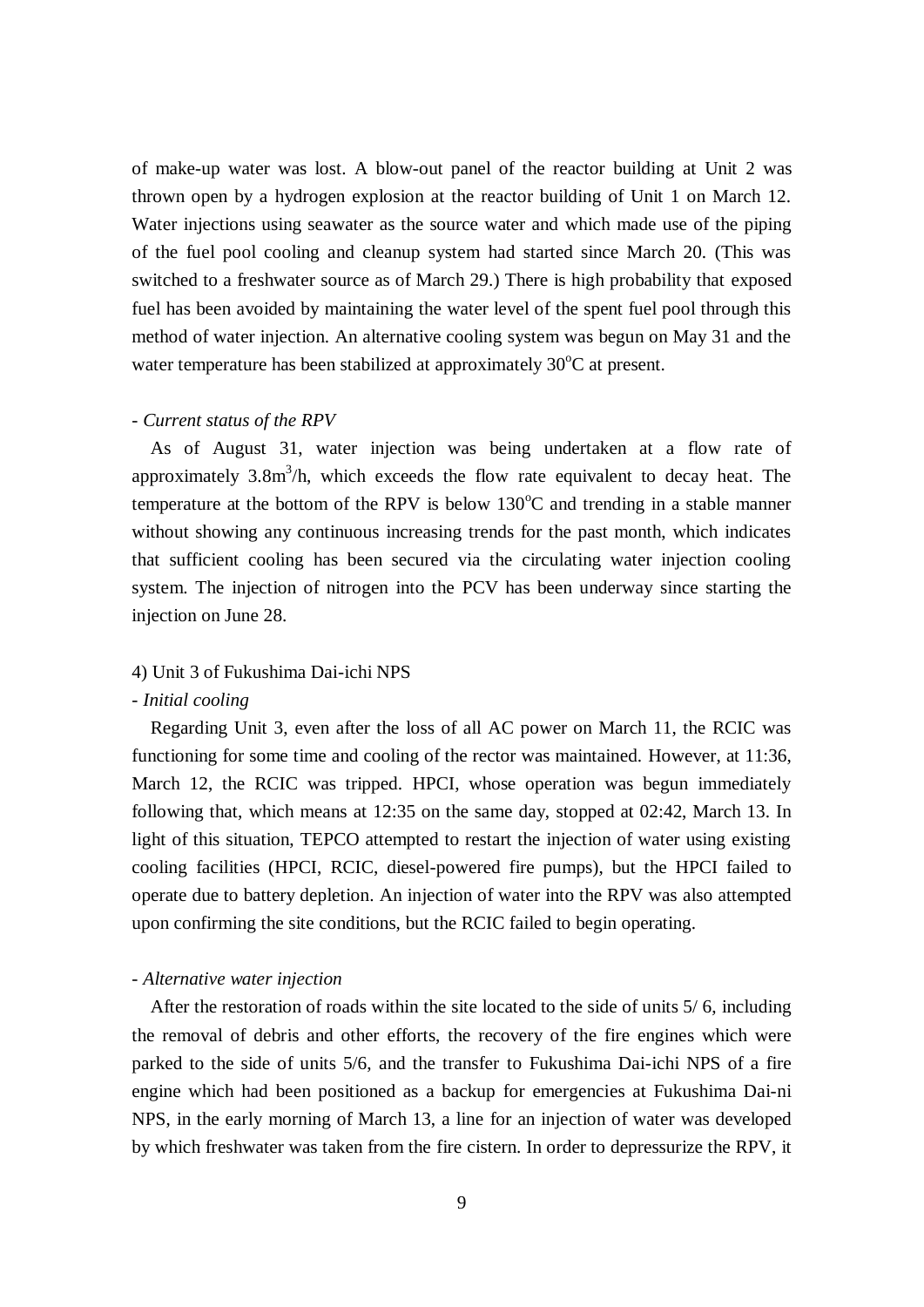of make-up water was lost. A blow-out panel of the reactor building at Unit 2 was thrown open by a hydrogen explosion at the reactor building of Unit 1 on March 12. Water injections using seawater as the source water and which made use of the piping of the fuel pool cooling and cleanup system had started since March 20. (This was switched to a freshwater source as of March 29.) There is high probability that exposed fuel has been avoided by maintaining the water level of the spent fuel pool through this method of water injection. An alternative cooling system was begun on May 31 and the water temperature has been stabilized at approximately 30$^{o}$C at present.

- *Current status of the RPV*

As of August 31, water injection was being undertaken at a flow rate of approximately 3.8m$^{3}$/h, which exceeds the flow rate equivalent to decay heat. The temperature at the bottom of the RPV is below 130$^{o}$C and trending in a stable manner without showing any continuous increasing trends for the past month, which indicates that sufficient cooling has been secured via the circulating water injection cooling system. The injection of nitrogen into the PCV has been underway since starting the injection on June 28.

4) Unit 3 of Fukushima Dai-ichi NPS

- *Initial cooling*

Regarding Unit 3, even after the loss of all AC power on March 11, the RCIC was functioning for some time and cooling of the rector was maintained. However, at 11:36, March 12, the RCIC was tripped. HPCI, whose operation was begun immediately following that, which means at 12:35 on the same day, stopped at 02:42, March 13. In light of this situation, TEPCO attempted to restart the injection of water using existing cooling facilities (HPCI, RCIC, diesel-powered fire pumps), but the HPCI failed to operate due to battery depletion. An injection of water into the RPV was also attempted upon confirming the site conditions, but the RCIC failed to begin operating.

- *Alternative water injection*

After the restoration of roads within the site located to the side of units 5/ 6, including the removal of debris and other efforts, the recovery of the fire engines which were parked to the side of units 5/6, and the transfer to Fukushima Dai-ichi NPS of a fire engine which had been positioned as a backup for emergencies at Fukushima Dai-ni NPS, in the early morning of March 13, a line for an injection of water was developed by which freshwater was taken from the fire cistern. In order to depressurize the RPV, it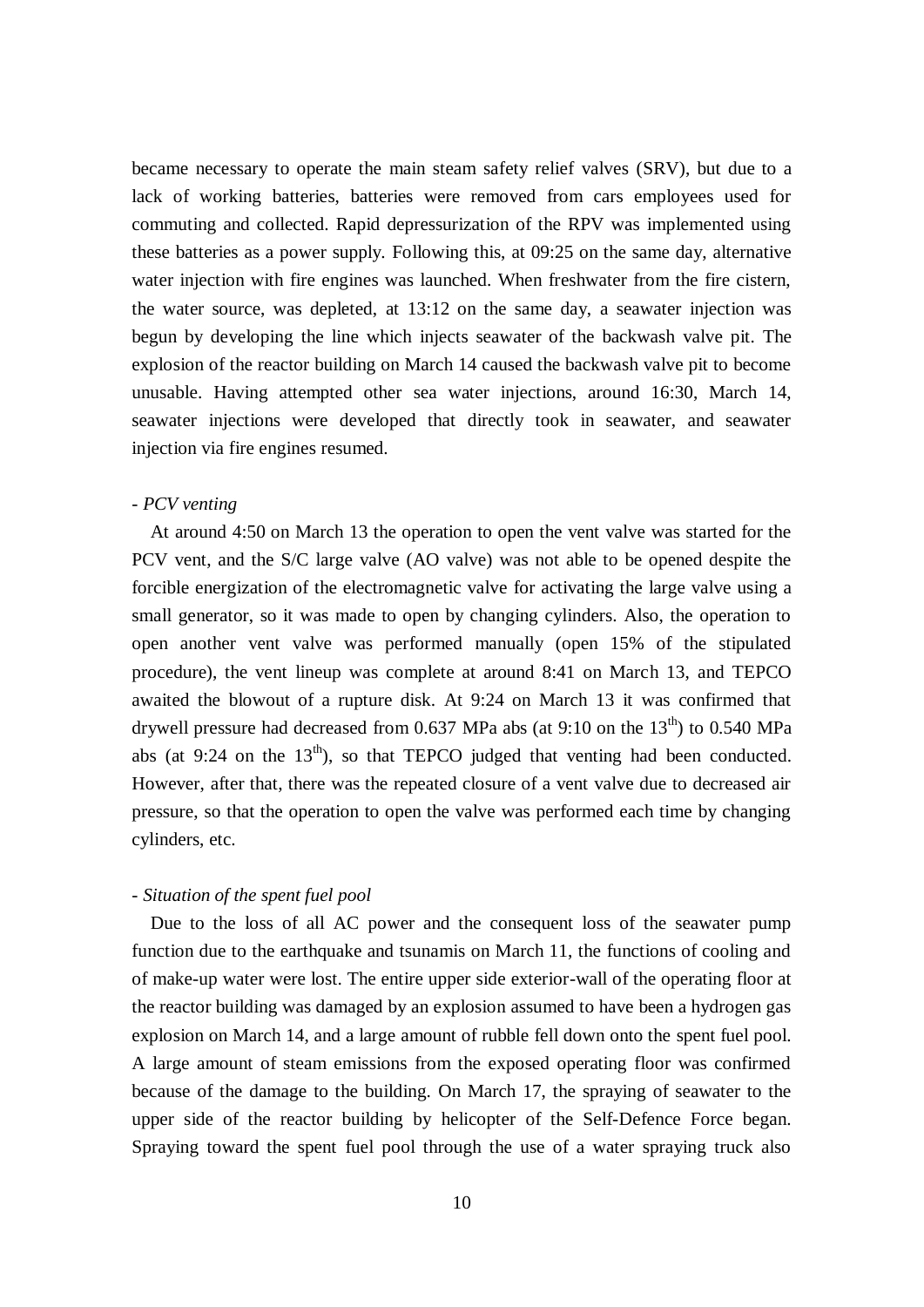became necessary to operate the main steam safety relief valves (SRV), but due to a lack of working batteries, batteries were removed from cars employees used for commuting and collected. Rapid depressurization of the RPV was implemented using these batteries as a power supply. Following this, at 09:25 on the same day, alternative water injection with fire engines was launched. When freshwater from the fire cistern, the water source, was depleted, at 13:12 on the same day, a seawater injection was begun by developing the line which injects seawater of the backwash valve pit. The explosion of the reactor building on March 14 caused the backwash valve pit to become unusable. Having attempted other sea water injections, around 16:30, March 14, seawater injections were developed that directly took in seawater, and seawater injection via fire engines resumed.

- *PCV venting*

At around 4:50 on March 13 the operation to open the vent valve was started for the PCV vent, and the S/C large valve (AO valve) was not able to be opened despite the forcible energization of the electromagnetic valve for activating the large valve using a small generator, so it was made to open by changing cylinders. Also, the operation to open another vent valve was performed manually (open 15% of the stipulated procedure), the vent lineup was complete at around 8:41 on March 13, and TEPCO awaited the blowout of a rupture disk. At 9:24 on March 13 it was confirmed that drywell pressure had decreased from 0.637 MPa abs (at 9:10 on the 13th) to 0.540 MPa abs (at 9:24 on the 13th), so that TEPCO judged that venting had been conducted. However, after that, there was the repeated closure of a vent valve due to decreased air pressure, so that the operation to open the valve was performed each time by changing cylinders, etc.

- *Situation of the spent fuel pool*

Due to the loss of all AC power and the consequent loss of the seawater pump function due to the earthquake and tsunamis on March 11, the functions of cooling and of make-up water were lost. The entire upper side exterior-wall of the operating floor at the reactor building was damaged by an explosion assumed to have been a hydrogen gas explosion on March 14, and a large amount of rubble fell down onto the spent fuel pool. A large amount of steam emissions from the exposed operating floor was confirmed because of the damage to the building. On March 17, the spraying of seawater to the upper side of the reactor building by helicopter of the Self-Defence Force began. Spraying toward the spent fuel pool through the use of a water spraying truck also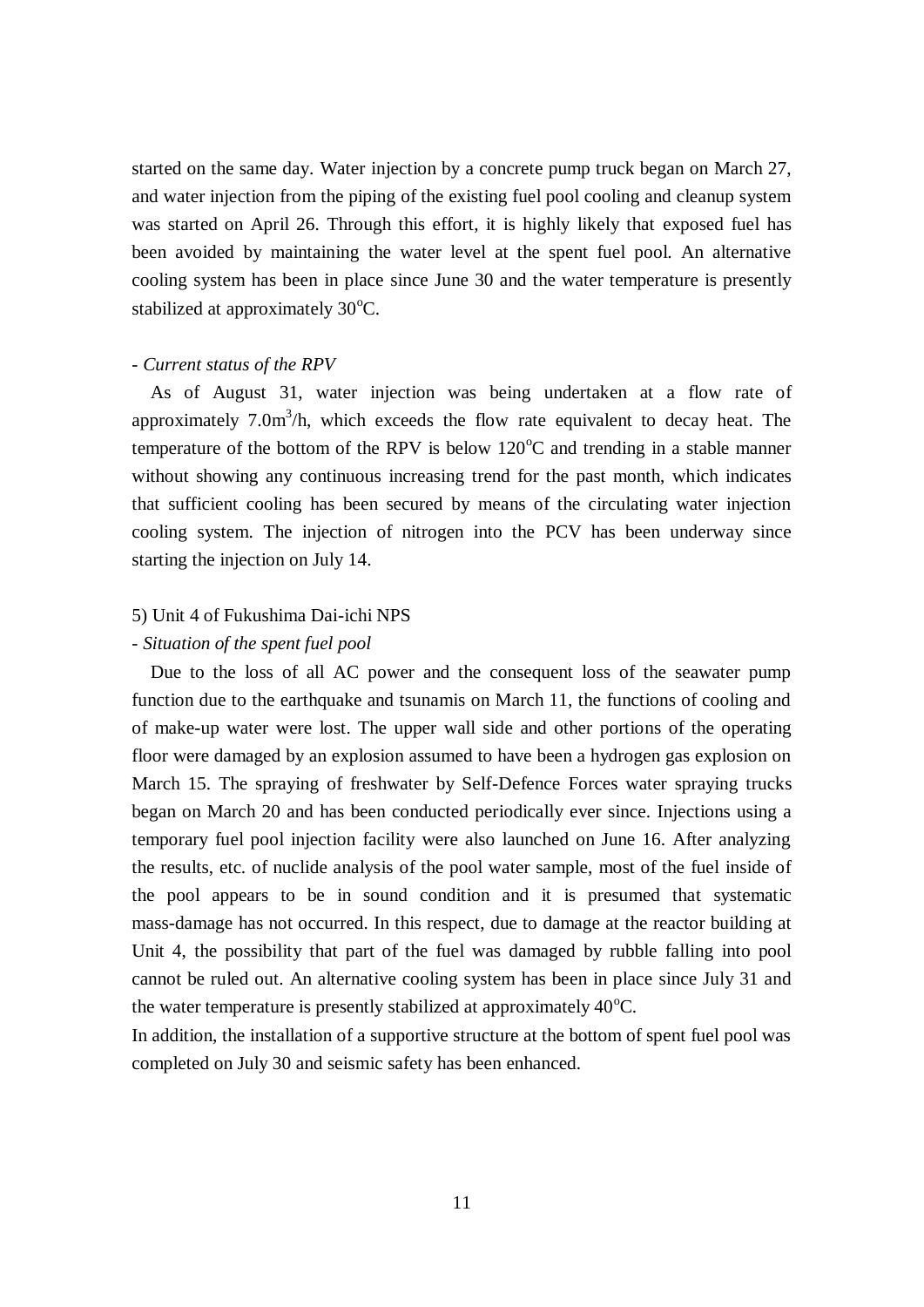started on the same day. Water injection by a concrete pump truck began on March 27, and water injection from the piping of the existing fuel pool cooling and cleanup system was started on April 26. Through this effort, it is highly likely that exposed fuel has been avoided by maintaining the water level at the spent fuel pool. An alternative cooling system has been in place since June 30 and the water temperature is presently stabilized at approximately 30°C.

- *Current status of the RPV*

As of August 31, water injection was being undertaken at a flow rate of approximately 7.0m$^3$/h, which exceeds the flow rate equivalent to decay heat. The temperature of the bottom of the RPV is below 120°C and trending in a stable manner without showing any continuous increasing trend for the past month, which indicates that sufficient cooling has been secured by means of the circulating water injection cooling system. The injection of nitrogen into the PCV has been underway since starting the injection on July 14.

5) Unit 4 of Fukushima Dai-ichi NPS

- *Situation of the spent fuel pool*

Due to the loss of all AC power and the consequent loss of the seawater pump function due to the earthquake and tsunamis on March 11, the functions of cooling and of make-up water were lost. The upper wall side and other portions of the operating floor were damaged by an explosion assumed to have been a hydrogen gas explosion on March 15. The spraying of freshwater by Self-Defence Forces water spraying trucks began on March 20 and has been conducted periodically ever since. Injections using a temporary fuel pool injection facility were also launched on June 16. After analyzing the results, etc. of nuclide analysis of the pool water sample, most of the fuel inside of the pool appears to be in sound condition and it is presumed that systematic mass-damage has not occurred. In this respect, due to damage at the reactor building at Unit 4, the possibility that part of the fuel was damaged by rubble falling into pool cannot be ruled out. An alternative cooling system has been in place since July 31 and the water temperature is presently stabilized at approximately 40°C.

In addition, the installation of a supportive structure at the bottom of spent fuel pool was completed on July 30 and seismic safety has been enhanced.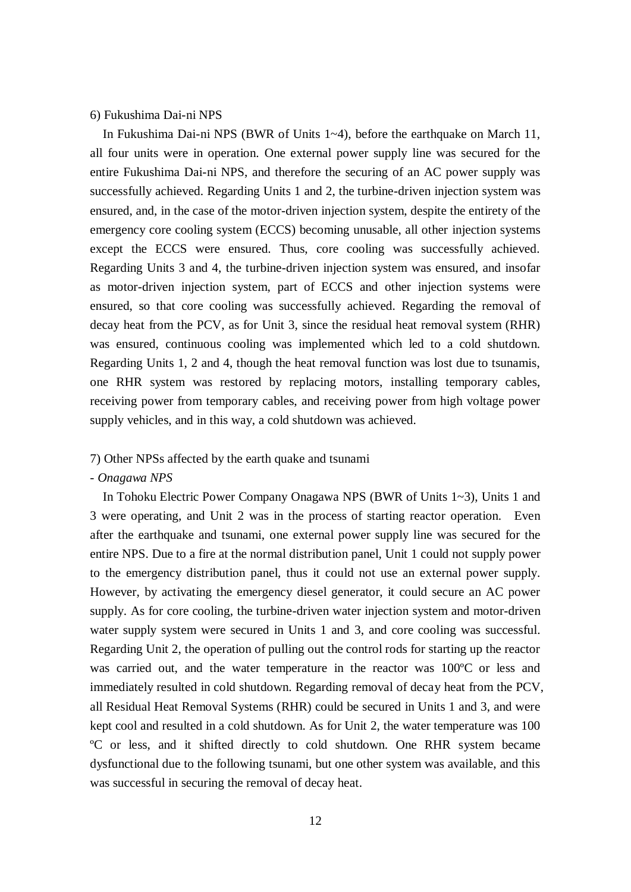6) Fukushima Dai-ni NPS

In Fukushima Dai-ni NPS (BWR of Units 1~4), before the earthquake on March 11, all four units were in operation. One external power supply line was secured for the entire Fukushima Dai-ni NPS, and therefore the securing of an AC power supply was successfully achieved. Regarding Units 1 and 2, the turbine-driven injection system was ensured, and, in the case of the motor-driven injection system, despite the entirety of the emergency core cooling system (ECCS) becoming unusable, all other injection systems except the ECCS were ensured. Thus, core cooling was successfully achieved. Regarding Units 3 and 4, the turbine-driven injection system was ensured, and insofar as motor-driven injection system, part of ECCS and other injection systems were ensured, so that core cooling was successfully achieved. Regarding the removal of decay heat from the PCV, as for Unit 3, since the residual heat removal system (RHR) was ensured, continuous cooling was implemented which led to a cold shutdown. Regarding Units 1, 2 and 4, though the heat removal function was lost due to tsunamis, one RHR system was restored by replacing motors, installing temporary cables, receiving power from temporary cables, and receiving power from high voltage power supply vehicles, and in this way, a cold shutdown was achieved.

7) Other NPSs affected by the earth quake and tsunami

- *Onagawa NPS*

In Tohoku Electric Power Company Onagawa NPS (BWR of Units 1~3), Units 1 and 3 were operating, and Unit 2 was in the process of starting reactor operation. Even after the earthquake and tsunami, one external power supply line was secured for the entire NPS. Due to a fire at the normal distribution panel, Unit 1 could not supply power to the emergency distribution panel, thus it could not use an external power supply. However, by activating the emergency diesel generator, it could secure an AC power supply. As for core cooling, the turbine-driven water injection system and motor-driven water supply system were secured in Units 1 and 3, and core cooling was successful. Regarding Unit 2, the operation of pulling out the control rods for starting up the reactor was carried out, and the water temperature in the reactor was 100ºC or less and immediately resulted in cold shutdown. Regarding removal of decay heat from the PCV, all Residual Heat Removal Systems (RHR) could be secured in Units 1 and 3, and were kept cool and resulted in a cold shutdown. As for Unit 2, the water temperature was 100 ºC or less, and it shifted directly to cold shutdown. One RHR system became dysfunctional due to the following tsunami, but one other system was available, and this was successful in securing the removal of decay heat.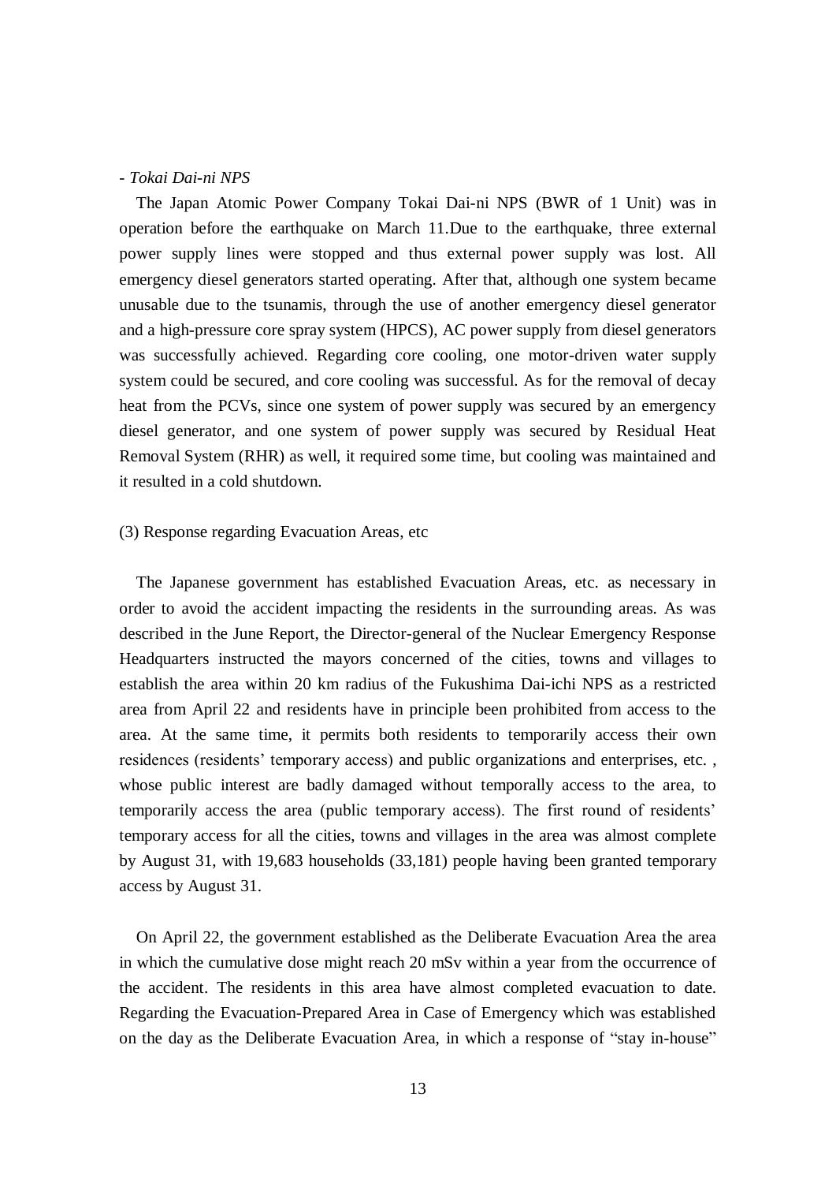- *Tokai Dai-ni NPS*

The Japan Atomic Power Company Tokai Dai-ni NPS (BWR of 1 Unit) was in operation before the earthquake on March 11.Due to the earthquake, three external power supply lines were stopped and thus external power supply was lost. All emergency diesel generators started operating. After that, although one system became unusable due to the tsunamis, through the use of another emergency diesel generator and a high-pressure core spray system (HPCS), AC power supply from diesel generators was successfully achieved. Regarding core cooling, one motor-driven water supply system could be secured, and core cooling was successful. As for the removal of decay heat from the PCVs, since one system of power supply was secured by an emergency diesel generator, and one system of power supply was secured by Residual Heat Removal System (RHR) as well, it required some time, but cooling was maintained and it resulted in a cold shutdown.

(3) Response regarding Evacuation Areas, etc

The Japanese government has established Evacuation Areas, etc. as necessary in order to avoid the accident impacting the residents in the surrounding areas. As was described in the June Report, the Director-general of the Nuclear Emergency Response Headquarters instructed the mayors concerned of the cities, towns and villages to establish the area within 20 km radius of the Fukushima Dai-ichi NPS as a restricted area from April 22 and residents have in principle been prohibited from access to the area. At the same time, it permits both residents to temporarily access their own residences (residents' temporary access) and public organizations and enterprises, etc. , whose public interest are badly damaged without temporally access to the area, to temporarily access the area (public temporary access). The first round of residents' temporary access for all the cities, towns and villages in the area was almost complete by August 31, with 19,683 households (33,181) people having been granted temporary access by August 31.

On April 22, the government established as the Deliberate Evacuation Area the area in which the cumulative dose might reach 20 mSv within a year from the occurrence of the accident. The residents in this area have almost completed evacuation to date. Regarding the Evacuation-Prepared Area in Case of Emergency which was established on the day as the Deliberate Evacuation Area, in which a response of "stay in-house"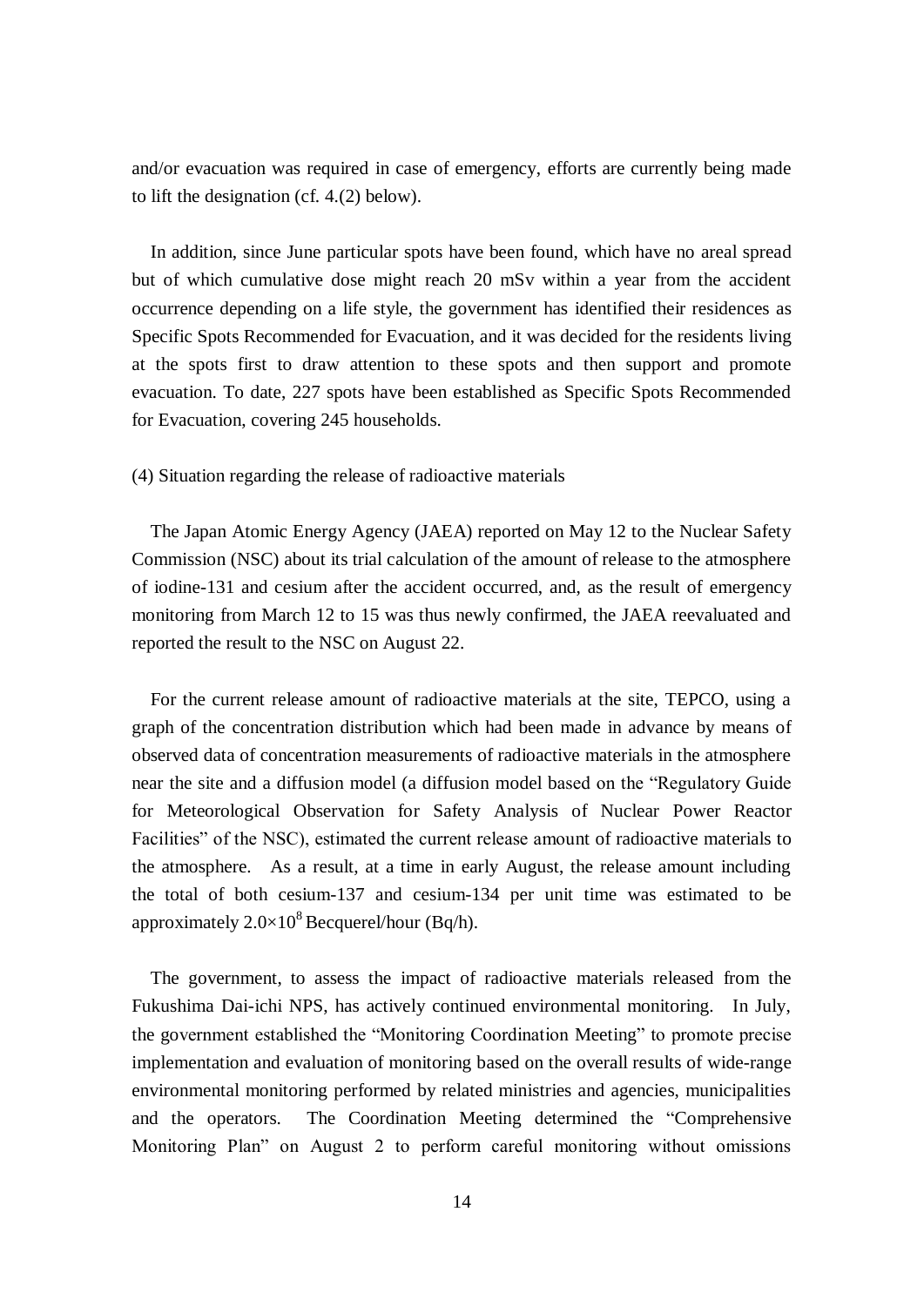and/or evacuation was required in case of emergency, efforts are currently being made to lift the designation (cf. 4.(2) below).

In addition, since June particular spots have been found, which have no areal spread but of which cumulative dose might reach 20 mSv within a year from the accident occurrence depending on a life style, the government has identified their residences as Specific Spots Recommended for Evacuation, and it was decided for the residents living at the spots first to draw attention to these spots and then support and promote evacuation. To date, 227 spots have been established as Specific Spots Recommended for Evacuation, covering 245 households.

(4) Situation regarding the release of radioactive materials

The Japan Atomic Energy Agency (JAEA) reported on May 12 to the Nuclear Safety Commission (NSC) about its trial calculation of the amount of release to the atmosphere of iodine-131 and cesium after the accident occurred, and, as the result of emergency monitoring from March 12 to 15 was thus newly confirmed, the JAEA reevaluated and reported the result to the NSC on August 22.

For the current release amount of radioactive materials at the site, TEPCO, using a graph of the concentration distribution which had been made in advance by means of observed data of concentration measurements of radioactive materials in the atmosphere near the site and a diffusion model (a diffusion model based on the "Regulatory Guide for Meteorological Observation for Safety Analysis of Nuclear Power Reactor Facilities" of the NSC), estimated the current release amount of radioactive materials to the atmosphere. As a result, at a time in early August, the release amount including the total of both cesium-137 and cesium-134 per unit time was estimated to be approximately $2.0\times10^{8}$ Becquerel/hour (Bq/h).

The government, to assess the impact of radioactive materials released from the Fukushima Dai-ichi NPS, has actively continued environmental monitoring. In July, the government established the "Monitoring Coordination Meeting" to promote precise implementation and evaluation of monitoring based on the overall results of wide-range environmental monitoring performed by related ministries and agencies, municipalities and the operators. The Coordination Meeting determined the "Comprehensive Monitoring Plan" on August 2 to perform careful monitoring without omissions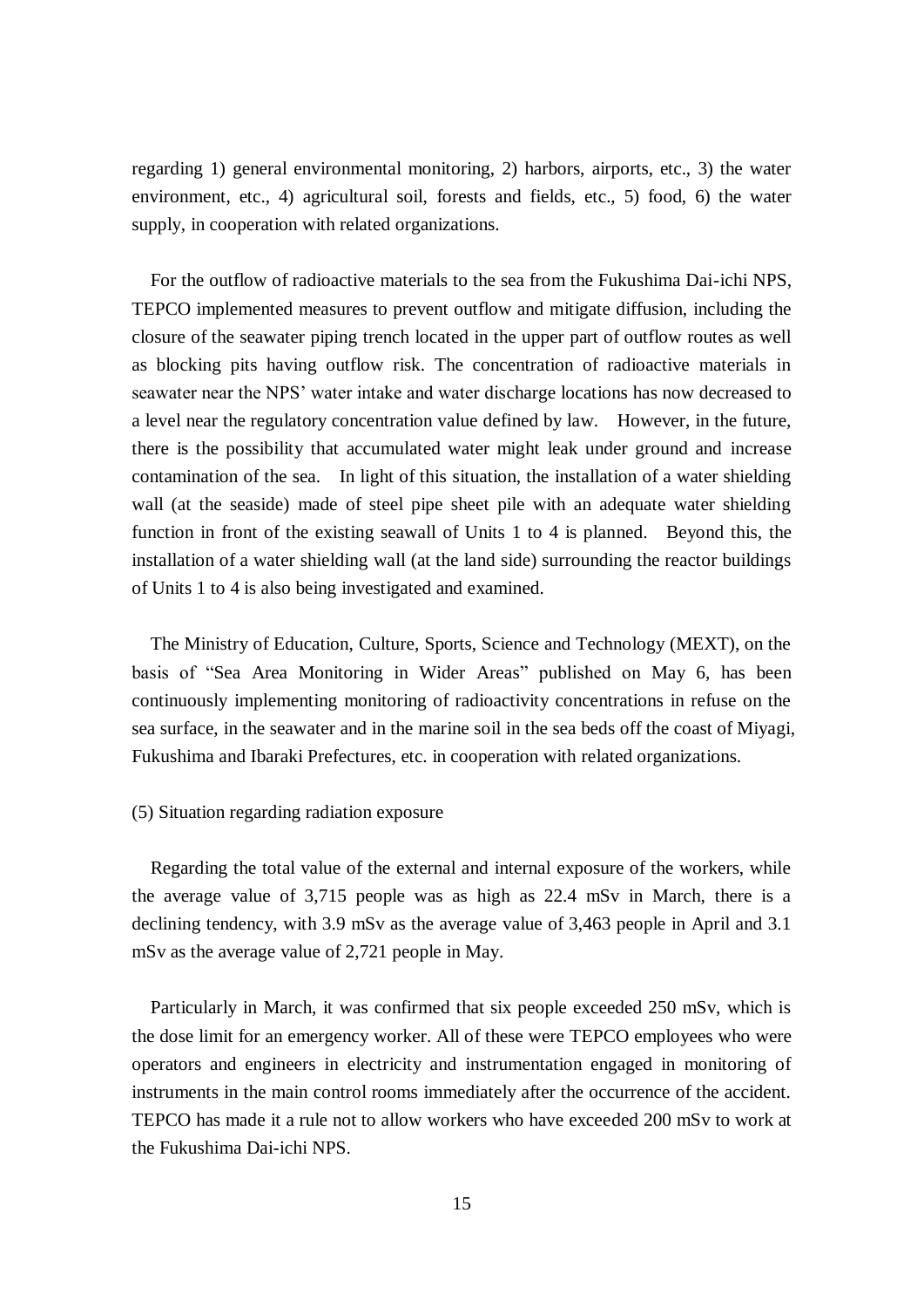regarding 1) general environmental monitoring, 2) harbors, airports, etc., 3) the water environment, etc., 4) agricultural soil, forests and fields, etc., 5) food, 6) the water supply, in cooperation with related organizations.

For the outflow of radioactive materials to the sea from the Fukushima Dai-ichi NPS, TEPCO implemented measures to prevent outflow and mitigate diffusion, including the closure of the seawater piping trench located in the upper part of outflow routes as well as blocking pits having outflow risk. The concentration of radioactive materials in seawater near the NPS' water intake and water discharge locations has now decreased to a level near the regulatory concentration value defined by law. However, in the future, there is the possibility that accumulated water might leak under ground and increase contamination of the sea. In light of this situation, the installation of a water shielding wall (at the seaside) made of steel pipe sheet pile with an adequate water shielding function in front of the existing seawall of Units 1 to 4 is planned. Beyond this, the installation of a water shielding wall (at the land side) surrounding the reactor buildings of Units 1 to 4 is also being investigated and examined.

The Ministry of Education, Culture, Sports, Science and Technology (MEXT), on the basis of "Sea Area Monitoring in Wider Areas" published on May 6, has been continuously implementing monitoring of radioactivity concentrations in refuse on the sea surface, in the seawater and in the marine soil in the sea beds off the coast of Miyagi, Fukushima and Ibaraki Prefectures, etc. in cooperation with related organizations.

(5) Situation regarding radiation exposure

Regarding the total value of the external and internal exposure of the workers, while the average value of 3,715 people was as high as 22.4 mSv in March, there is a declining tendency, with 3.9 mSv as the average value of 3,463 people in April and 3.1 mSv as the average value of 2,721 people in May.

Particularly in March, it was confirmed that six people exceeded 250 mSv, which is the dose limit for an emergency worker. All of these were TEPCO employees who were operators and engineers in electricity and instrumentation engaged in monitoring of instruments in the main control rooms immediately after the occurrence of the accident. TEPCO has made it a rule not to allow workers who have exceeded 200 mSv to work at the Fukushima Dai-ichi NPS.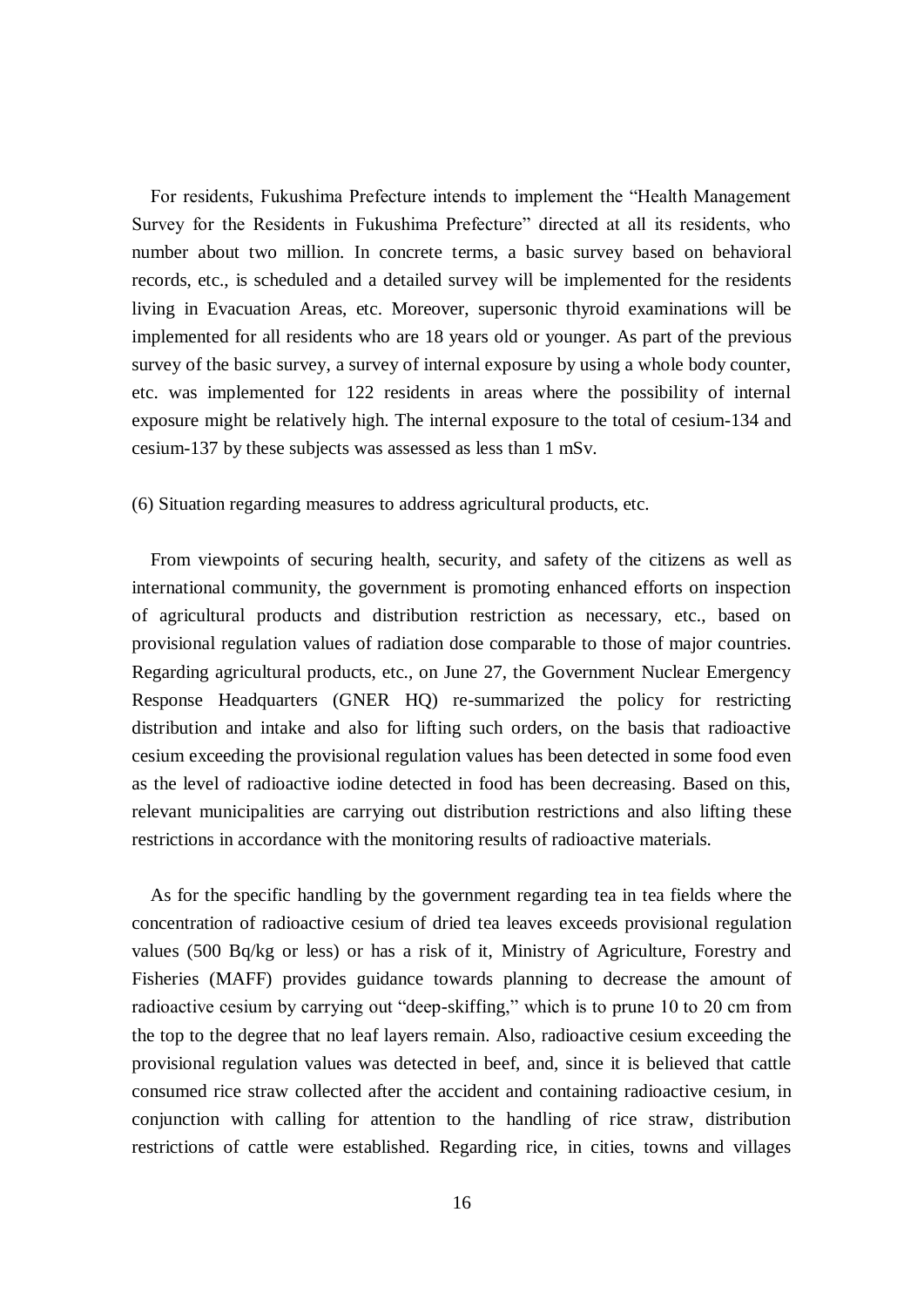For residents, Fukushima Prefecture intends to implement the "Health Management Survey for the Residents in Fukushima Prefecture" directed at all its residents, who number about two million. In concrete terms, a basic survey based on behavioral records, etc., is scheduled and a detailed survey will be implemented for the residents living in Evacuation Areas, etc. Moreover, supersonic thyroid examinations will be implemented for all residents who are 18 years old or younger. As part of the previous survey of the basic survey, a survey of internal exposure by using a whole body counter, etc. was implemented for 122 residents in areas where the possibility of internal exposure might be relatively high. The internal exposure to the total of cesium-134 and cesium-137 by these subjects was assessed as less than 1 mSv.

(6) Situation regarding measures to address agricultural products, etc.

From viewpoints of securing health, security, and safety of the citizens as well as international community, the government is promoting enhanced efforts on inspection of agricultural products and distribution restriction as necessary, etc., based on provisional regulation values of radiation dose comparable to those of major countries. Regarding agricultural products, etc., on June 27, the Government Nuclear Emergency Response Headquarters (GNER HQ) re-summarized the policy for restricting distribution and intake and also for lifting such orders, on the basis that radioactive cesium exceeding the provisional regulation values has been detected in some food even as the level of radioactive iodine detected in food has been decreasing. Based on this, relevant municipalities are carrying out distribution restrictions and also lifting these restrictions in accordance with the monitoring results of radioactive materials.

As for the specific handling by the government regarding tea in tea fields where the concentration of radioactive cesium of dried tea leaves exceeds provisional regulation values (500 Bq/kg or less) or has a risk of it, Ministry of Agriculture, Forestry and Fisheries (MAFF) provides guidance towards planning to decrease the amount of radioactive cesium by carrying out "deep-skiffing," which is to prune 10 to 20 cm from the top to the degree that no leaf layers remain. Also, radioactive cesium exceeding the provisional regulation values was detected in beef, and, since it is believed that cattle consumed rice straw collected after the accident and containing radioactive cesium, in conjunction with calling for attention to the handling of rice straw, distribution restrictions of cattle were established. Regarding rice, in cities, towns and villages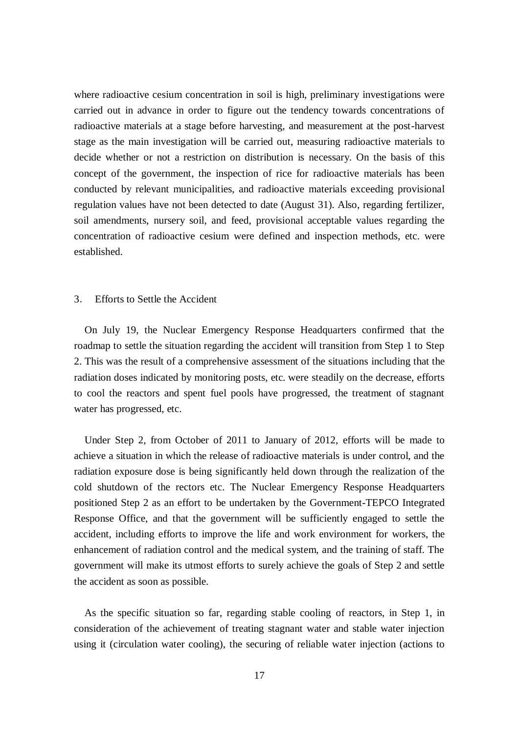where radioactive cesium concentration in soil is high, preliminary investigations were carried out in advance in order to figure out the tendency towards concentrations of radioactive materials at a stage before harvesting, and measurement at the post-harvest stage as the main investigation will be carried out, measuring radioactive materials to decide whether or not a restriction on distribution is necessary. On the basis of this concept of the government, the inspection of rice for radioactive materials has been conducted by relevant municipalities, and radioactive materials exceeding provisional regulation values have not been detected to date (August 31). Also, regarding fertilizer, soil amendments, nursery soil, and feed, provisional acceptable values regarding the concentration of radioactive cesium were defined and inspection methods, etc. were established.

## 3. Efforts to Settle the Accident

On July 19, the Nuclear Emergency Response Headquarters confirmed that the roadmap to settle the situation regarding the accident will transition from Step 1 to Step 2. This was the result of a comprehensive assessment of the situations including that the radiation doses indicated by monitoring posts, etc. were steadily on the decrease, efforts to cool the reactors and spent fuel pools have progressed, the treatment of stagnant water has progressed, etc.

Under Step 2, from October of 2011 to January of 2012, efforts will be made to achieve a situation in which the release of radioactive materials is under control, and the radiation exposure dose is being significantly held down through the realization of the cold shutdown of the rectors etc. The Nuclear Emergency Response Headquarters positioned Step 2 as an effort to be undertaken by the Government-TEPCO Integrated Response Office, and that the government will be sufficiently engaged to settle the accident, including efforts to improve the life and work environment for workers, the enhancement of radiation control and the medical system, and the training of staff. The government will make its utmost efforts to surely achieve the goals of Step 2 and settle the accident as soon as possible.

As the specific situation so far, regarding stable cooling of reactors, in Step 1, in consideration of the achievement of treating stagnant water and stable water injection using it (circulation water cooling), the securing of reliable water injection (actions to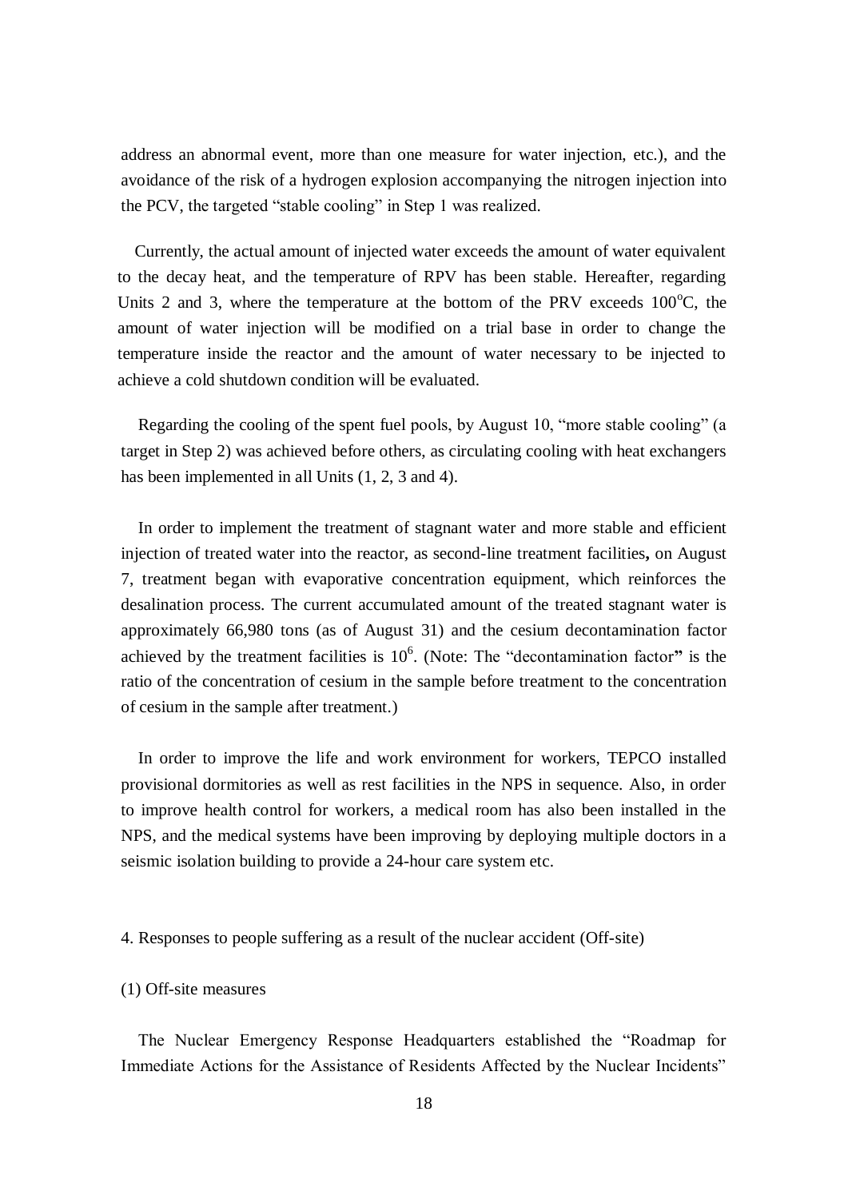address an abnormal event, more than one measure for water injection, etc.), and the avoidance of the risk of a hydrogen explosion accompanying the nitrogen injection into the PCV, the targeted "stable cooling" in Step 1 was realized.

Currently, the actual amount of injected water exceeds the amount of water equivalent to the decay heat, and the temperature of RPV has been stable. Hereafter, regarding Units 2 and 3, where the temperature at the bottom of the PRV exceeds 100$^{o}$C, the amount of water injection will be modified on a trial base in order to change the temperature inside the reactor and the amount of water necessary to be injected to achieve a cold shutdown condition will be evaluated.

Regarding the cooling of the spent fuel pools, by August 10, "more stable cooling" (a target in Step 2) was achieved before others, as circulating cooling with heat exchangers has been implemented in all Units (1, 2, 3 and 4).

In order to implement the treatment of stagnant water and more stable and efficient injection of treated water into the reactor, as second-line treatment facilities**,** on August 7, treatment began with evaporative concentration equipment, which reinforces the desalination process. The current accumulated amount of the treated stagnant water is approximately 66,980 tons (as of August 31) and the cesium decontamination factor achieved by the treatment facilities is $10^{6}$. (Note: The "decontamination factor**"** is the ratio of the concentration of cesium in the sample before treatment to the concentration of cesium in the sample after treatment.)

In order to improve the life and work environment for workers, TEPCO installed provisional dormitories as well as rest facilities in the NPS in sequence. Also, in order to improve health control for workers, a medical room has also been installed in the NPS, and the medical systems have been improving by deploying multiple doctors in a seismic isolation building to provide a 24-hour care system etc.

## 4. Responses to people suffering as a result of the nuclear accident (Off-site)

### (1) Off-site measures

The Nuclear Emergency Response Headquarters established the "Roadmap for Immediate Actions for the Assistance of Residents Affected by the Nuclear Incidents"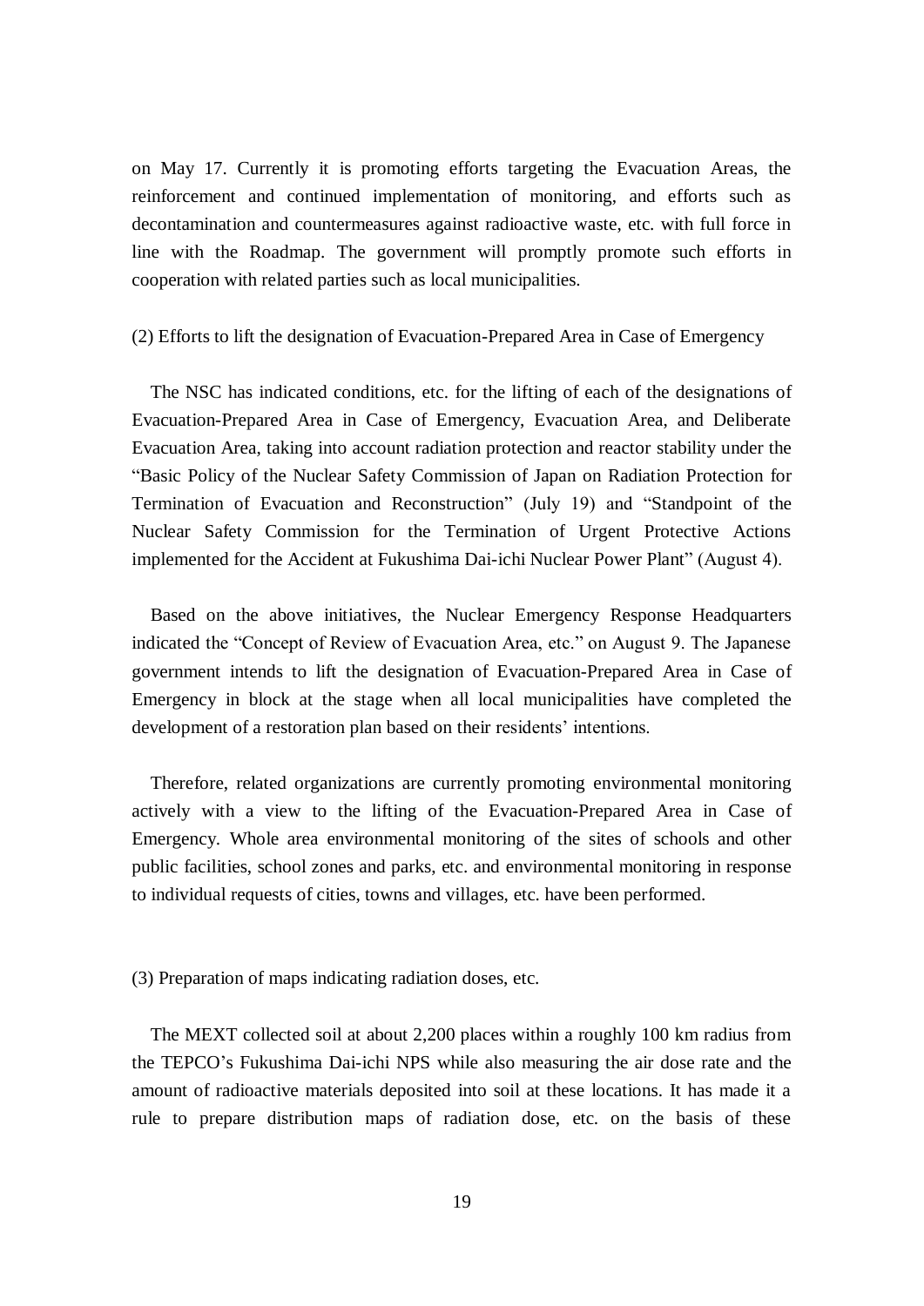on May 17. Currently it is promoting efforts targeting the Evacuation Areas, the reinforcement and continued implementation of monitoring, and efforts such as decontamination and countermeasures against radioactive waste, etc. with full force in line with the Roadmap. The government will promptly promote such efforts in cooperation with related parties such as local municipalities.

### (2) Efforts to lift the designation of Evacuation-Prepared Area in Case of Emergency

The NSC has indicated conditions, etc. for the lifting of each of the designations of Evacuation-Prepared Area in Case of Emergency, Evacuation Area, and Deliberate Evacuation Area, taking into account radiation protection and reactor stability under the "Basic Policy of the Nuclear Safety Commission of Japan on Radiation Protection for Termination of Evacuation and Reconstruction" (July 19) and "Standpoint of the Nuclear Safety Commission for the Termination of Urgent Protective Actions implemented for the Accident at Fukushima Dai-ichi Nuclear Power Plant" (August 4).

Based on the above initiatives, the Nuclear Emergency Response Headquarters indicated the "Concept of Review of Evacuation Area, etc." on August 9. The Japanese government intends to lift the designation of Evacuation-Prepared Area in Case of Emergency in block at the stage when all local municipalities have completed the development of a restoration plan based on their residents' intentions.

Therefore, related organizations are currently promoting environmental monitoring actively with a view to the lifting of the Evacuation-Prepared Area in Case of Emergency. Whole area environmental monitoring of the sites of schools and other public facilities, school zones and parks, etc. and environmental monitoring in response to individual requests of cities, towns and villages, etc. have been performed.

### (3) Preparation of maps indicating radiation doses, etc.

The MEXT collected soil at about 2,200 places within a roughly 100 km radius from the TEPCO's Fukushima Dai-ichi NPS while also measuring the air dose rate and the amount of radioactive materials deposited into soil at these locations. It has made it a rule to prepare distribution maps of radiation dose, etc. on the basis of these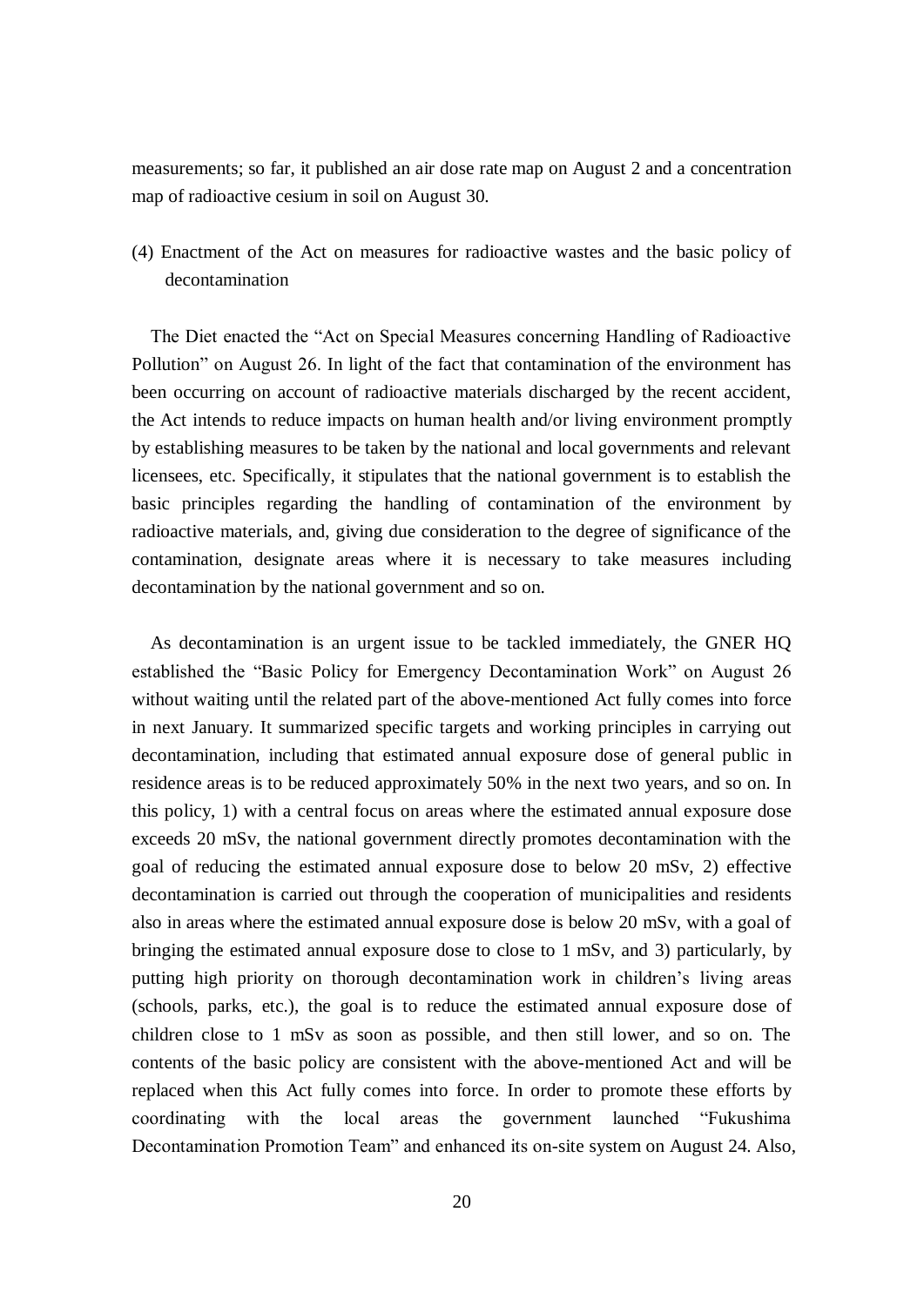measurements; so far, it published an air dose rate map on August 2 and a concentration map of radioactive cesium in soil on August 30.

(4) Enactment of the Act on measures for radioactive wastes and the basic policy of decontamination

The Diet enacted the “Act on Special Measures concerning Handling of Radioactive Pollution” on August 26. In light of the fact that contamination of the environment has been occurring on account of radioactive materials discharged by the recent accident, the Act intends to reduce impacts on human health and/or living environment promptly by establishing measures to be taken by the national and local governments and relevant licensees, etc. Specifically, it stipulates that the national government is to establish the basic principles regarding the handling of contamination of the environment by radioactive materials, and, giving due consideration to the degree of significance of the contamination, designate areas where it is necessary to take measures including decontamination by the national government and so on.

As decontamination is an urgent issue to be tackled immediately, the GNER HQ established the “Basic Policy for Emergency Decontamination Work” on August 26 without waiting until the related part of the above-mentioned Act fully comes into force in next January. It summarized specific targets and working principles in carrying out decontamination, including that estimated annual exposure dose of general public in residence areas is to be reduced approximately 50% in the next two years, and so on. In this policy, 1) with a central focus on areas where the estimated annual exposure dose exceeds 20 mSv, the national government directly promotes decontamination with the goal of reducing the estimated annual exposure dose to below 20 mSv, 2) effective decontamination is carried out through the cooperation of municipalities and residents also in areas where the estimated annual exposure dose is below 20 mSv, with a goal of bringing the estimated annual exposure dose to close to 1 mSv, and 3) particularly, by putting high priority on thorough decontamination work in children’s living areas (schools, parks, etc.), the goal is to reduce the estimated annual exposure dose of children close to 1 mSv as soon as possible, and then still lower, and so on. The contents of the basic policy are consistent with the above-mentioned Act and will be replaced when this Act fully comes into force. In order to promote these efforts by coordinating with the local areas the government launched “Fukushima Decontamination Promotion Team” and enhanced its on-site system on August 24. Also,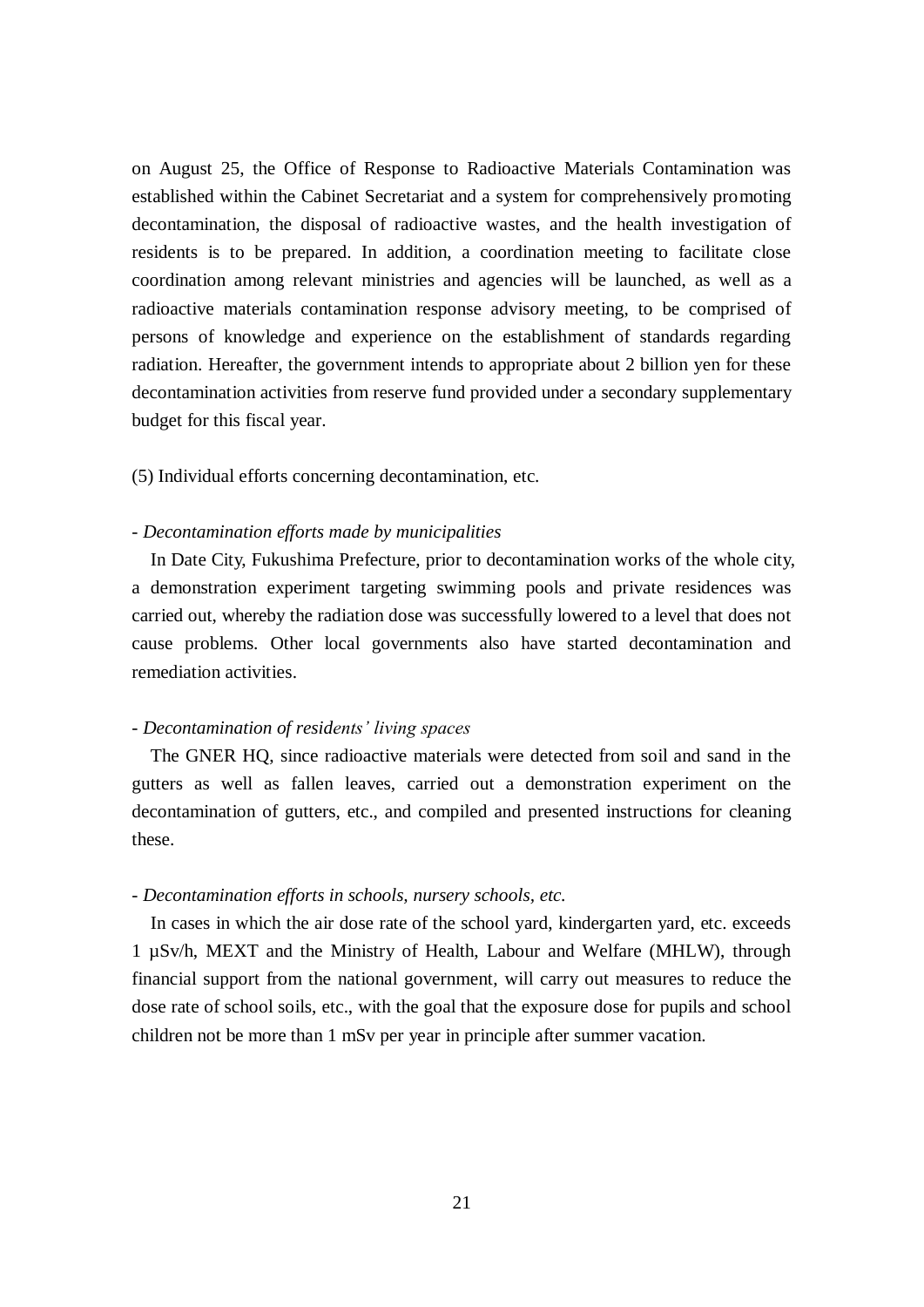on August 25, the Office of Response to Radioactive Materials Contamination was established within the Cabinet Secretariat and a system for comprehensively promoting decontamination, the disposal of radioactive wastes, and the health investigation of residents is to be prepared. In addition, a coordination meeting to facilitate close coordination among relevant ministries and agencies will be launched, as well as a radioactive materials contamination response advisory meeting, to be comprised of persons of knowledge and experience on the establishment of standards regarding radiation. Hereafter, the government intends to appropriate about 2 billion yen for these decontamination activities from reserve fund provided under a secondary supplementary budget for this fiscal year.

(5) Individual efforts concerning decontamination, etc.

- *Decontamination efforts made by municipalities*

In Date City, Fukushima Prefecture, prior to decontamination works of the whole city, a demonstration experiment targeting swimming pools and private residences was carried out, whereby the radiation dose was successfully lowered to a level that does not cause problems. Other local governments also have started decontamination and remediation activities.

- *Decontamination of residents' living spaces*

The GNER HQ, since radioactive materials were detected from soil and sand in the gutters as well as fallen leaves, carried out a demonstration experiment on the decontamination of gutters, etc., and compiled and presented instructions for cleaning these.

- *Decontamination efforts in schools, nursery schools, etc.*

In cases in which the air dose rate of the school yard, kindergarten yard, etc. exceeds 1 μSv/h, MEXT and the Ministry of Health, Labour and Welfare (MHLW), through financial support from the national government, will carry out measures to reduce the dose rate of school soils, etc., with the goal that the exposure dose for pupils and school children not be more than 1 mSv per year in principle after summer vacation.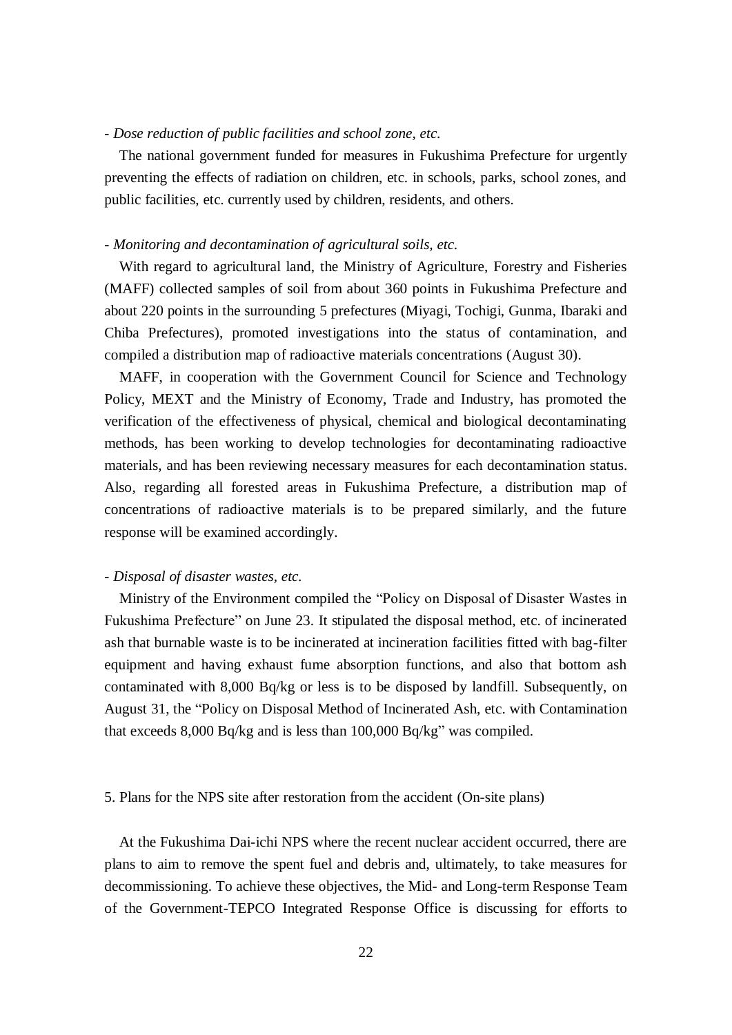- *Dose reduction of public facilities and school zone, etc.*

The national government funded for measures in Fukushima Prefecture for urgently preventing the effects of radiation on children, etc. in schools, parks, school zones, and public facilities, etc. currently used by children, residents, and others.

- *Monitoring and decontamination of agricultural soils, etc.*

With regard to agricultural land, the Ministry of Agriculture, Forestry and Fisheries (MAFF) collected samples of soil from about 360 points in Fukushima Prefecture and about 220 points in the surrounding 5 prefectures (Miyagi, Tochigi, Gunma, Ibaraki and Chiba Prefectures), promoted investigations into the status of contamination, and compiled a distribution map of radioactive materials concentrations (August 30).

MAFF, in cooperation with the Government Council for Science and Technology Policy, MEXT and the Ministry of Economy, Trade and Industry, has promoted the verification of the effectiveness of physical, chemical and biological decontaminating methods, has been working to develop technologies for decontaminating radioactive materials, and has been reviewing necessary measures for each decontamination status. Also, regarding all forested areas in Fukushima Prefecture, a distribution map of concentrations of radioactive materials is to be prepared similarly, and the future response will be examined accordingly.

- *Disposal of disaster wastes, etc.*

Ministry of the Environment compiled the "Policy on Disposal of Disaster Wastes in Fukushima Prefecture" on June 23. It stipulated the disposal method, etc. of incinerated ash that burnable waste is to be incinerated at incineration facilities fitted with bag-filter equipment and having exhaust fume absorption functions, and also that bottom ash contaminated with 8,000 Bq/kg or less is to be disposed by landfill. Subsequently, on August 31, the "Policy on Disposal Method of Incinerated Ash, etc. with Contamination that exceeds 8,000 Bq/kg and is less than 100,000 Bq/kg" was compiled.

## 5. Plans for the NPS site after restoration from the accident (On-site plans)

At the Fukushima Dai-ichi NPS where the recent nuclear accident occurred, there are plans to aim to remove the spent fuel and debris and, ultimately, to take measures for decommissioning. To achieve these objectives, the Mid- and Long-term Response Team of the Government-TEPCO Integrated Response Office is discussing for efforts to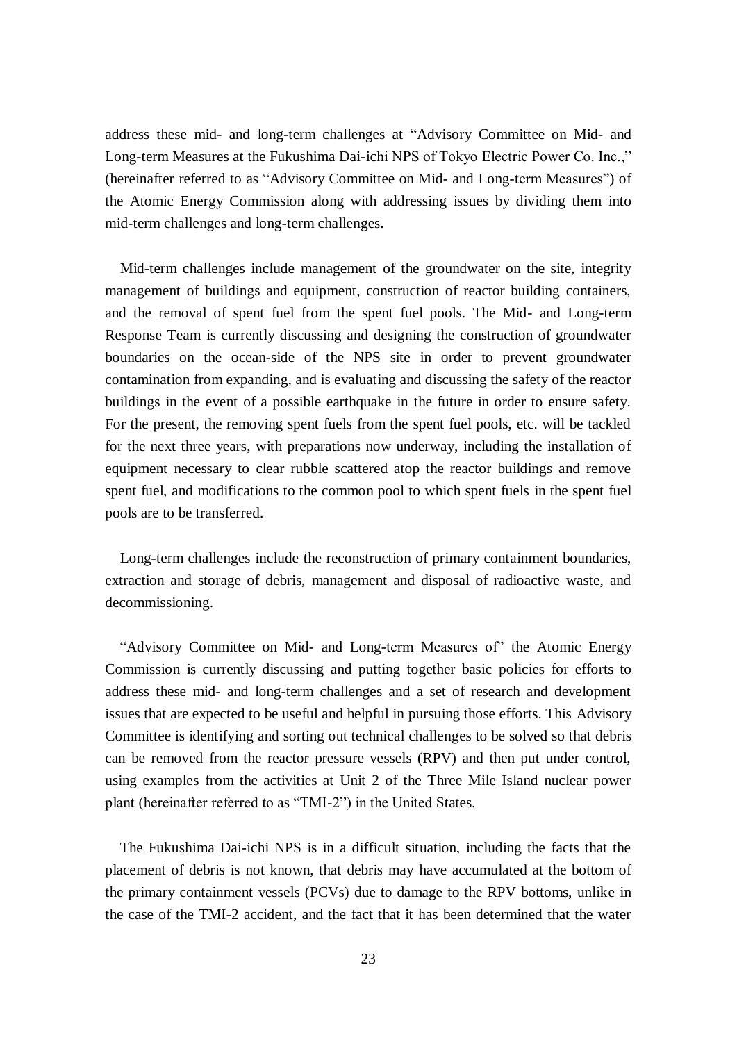address these mid- and long-term challenges at "Advisory Committee on Mid- and Long-term Measures at the Fukushima Dai-ichi NPS of Tokyo Electric Power Co. Inc.," (hereinafter referred to as "Advisory Committee on Mid- and Long-term Measures") of the Atomic Energy Commission along with addressing issues by dividing them into mid-term challenges and long-term challenges.

Mid-term challenges include management of the groundwater on the site, integrity management of buildings and equipment, construction of reactor building containers, and the removal of spent fuel from the spent fuel pools. The Mid- and Long-term Response Team is currently discussing and designing the construction of groundwater boundaries on the ocean-side of the NPS site in order to prevent groundwater contamination from expanding, and is evaluating and discussing the safety of the reactor buildings in the event of a possible earthquake in the future in order to ensure safety. For the present, the removing spent fuels from the spent fuel pools, etc. will be tackled for the next three years, with preparations now underway, including the installation of equipment necessary to clear rubble scattered atop the reactor buildings and remove spent fuel, and modifications to the common pool to which spent fuels in the spent fuel pools are to be transferred.

Long-term challenges include the reconstruction of primary containment boundaries, extraction and storage of debris, management and disposal of radioactive waste, and decommissioning.

"Advisory Committee on Mid- and Long-term Measures of" the Atomic Energy Commission is currently discussing and putting together basic policies for efforts to address these mid- and long-term challenges and a set of research and development issues that are expected to be useful and helpful in pursuing those efforts. This Advisory Committee is identifying and sorting out technical challenges to be solved so that debris can be removed from the reactor pressure vessels (RPV) and then put under control, using examples from the activities at Unit 2 of the Three Mile Island nuclear power plant (hereinafter referred to as "TMI-2") in the United States.

The Fukushima Dai-ichi NPS is in a difficult situation, including the facts that the placement of debris is not known, that debris may have accumulated at the bottom of the primary containment vessels (PCVs) due to damage to the RPV bottoms, unlike in the case of the TMI-2 accident, and the fact that it has been determined that the water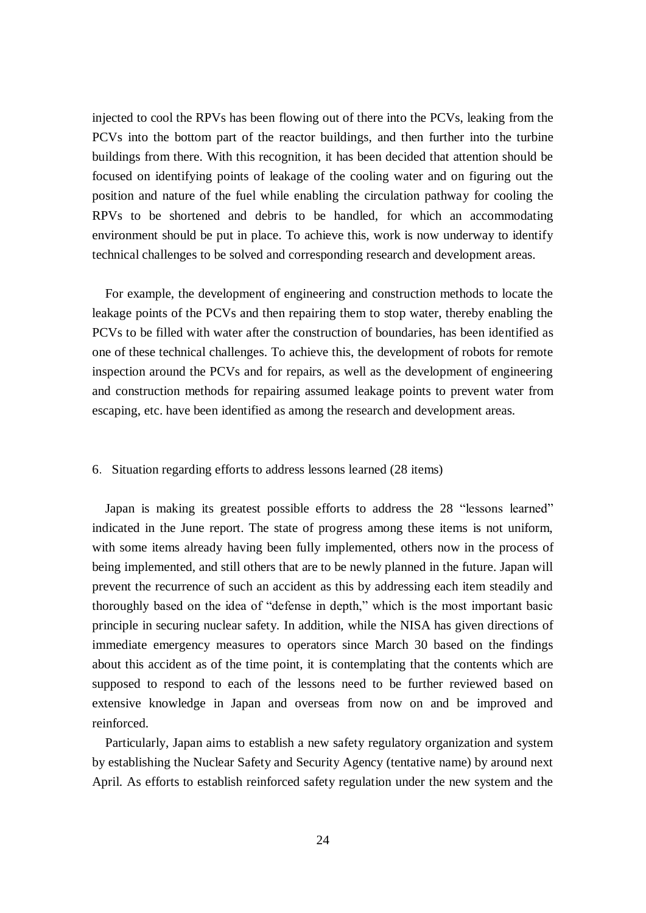injected to cool the RPVs has been flowing out of there into the PCVs, leaking from the PCVs into the bottom part of the reactor buildings, and then further into the turbine buildings from there. With this recognition, it has been decided that attention should be focused on identifying points of leakage of the cooling water and on figuring out the position and nature of the fuel while enabling the circulation pathway for cooling the RPVs to be shortened and debris to be handled, for which an accommodating environment should be put in place. To achieve this, work is now underway to identify technical challenges to be solved and corresponding research and development areas.

For example, the development of engineering and construction methods to locate the leakage points of the PCVs and then repairing them to stop water, thereby enabling the PCVs to be filled with water after the construction of boundaries, has been identified as one of these technical challenges. To achieve this, the development of robots for remote inspection around the PCVs and for repairs, as well as the development of engineering and construction methods for repairing assumed leakage points to prevent water from escaping, etc. have been identified as among the research and development areas.

## 6. Situation regarding efforts to address lessons learned (28 items)

Japan is making its greatest possible efforts to address the 28 “lessons learned” indicated in the June report. The state of progress among these items is not uniform, with some items already having been fully implemented, others now in the process of being implemented, and still others that are to be newly planned in the future. Japan will prevent the recurrence of such an accident as this by addressing each item steadily and thoroughly based on the idea of “defense in depth,” which is the most important basic principle in securing nuclear safety. In addition, while the NISA has given directions of immediate emergency measures to operators since March 30 based on the findings about this accident as of the time point, it is contemplating that the contents which are supposed to respond to each of the lessons need to be further reviewed based on extensive knowledge in Japan and overseas from now on and be improved and reinforced.

Particularly, Japan aims to establish a new safety regulatory organization and system by establishing the Nuclear Safety and Security Agency (tentative name) by around next April. As efforts to establish reinforced safety regulation under the new system and the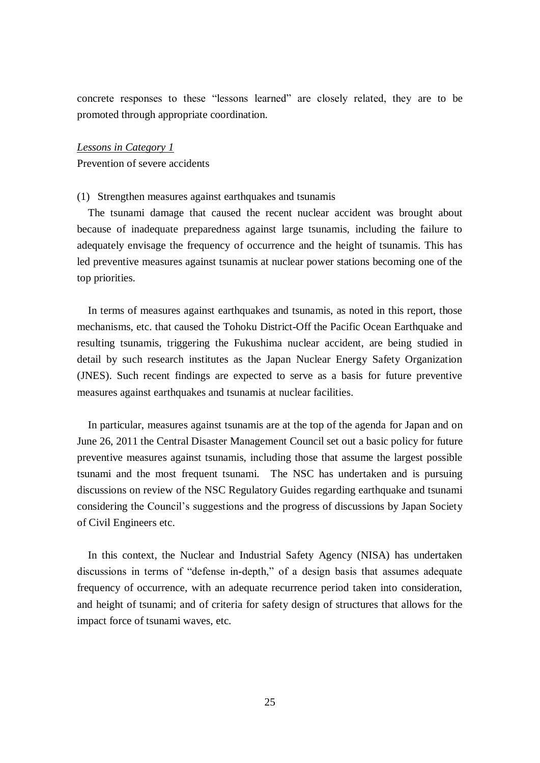concrete responses to these "lessons learned" are closely related, they are to be promoted through appropriate coordination.

<u>*Lessons in Category 1*</u>

Prevention of severe accidents

(1) Strengthen measures against earthquakes and tsunamis

The tsunami damage that caused the recent nuclear accident was brought about because of inadequate preparedness against large tsunamis, including the failure to adequately envisage the frequency of occurrence and the height of tsunamis. This has led preventive measures against tsunamis at nuclear power stations becoming one of the top priorities.

In terms of measures against earthquakes and tsunamis, as noted in this report, those mechanisms, etc. that caused the Tohoku District-Off the Pacific Ocean Earthquake and resulting tsunamis, triggering the Fukushima nuclear accident, are being studied in detail by such research institutes as the Japan Nuclear Energy Safety Organization (JNES). Such recent findings are expected to serve as a basis for future preventive measures against earthquakes and tsunamis at nuclear facilities.

In particular, measures against tsunamis are at the top of the agenda for Japan and on June 26, 2011 the Central Disaster Management Council set out a basic policy for future preventive measures against tsunamis, including those that assume the largest possible tsunami and the most frequent tsunami. The NSC has undertaken and is pursuing discussions on review of the NSC Regulatory Guides regarding earthquake and tsunami considering the Council's suggestions and the progress of discussions by Japan Society of Civil Engineers etc.

In this context, the Nuclear and Industrial Safety Agency (NISA) has undertaken discussions in terms of "defense in-depth," of a design basis that assumes adequate frequency of occurrence, with an adequate recurrence period taken into consideration, and height of tsunami; and of criteria for safety design of structures that allows for the impact force of tsunami waves, etc.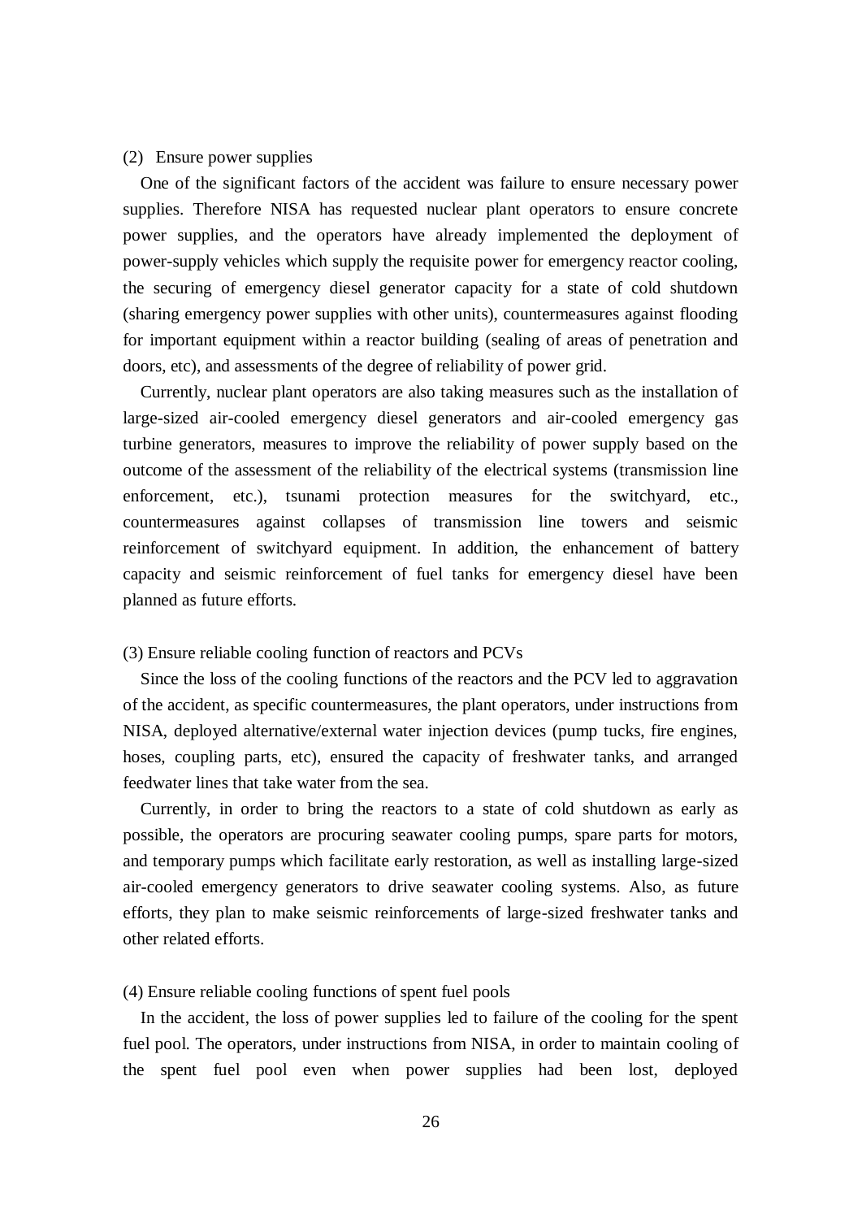(2) Ensure power supplies

One of the significant factors of the accident was failure to ensure necessary power supplies. Therefore NISA has requested nuclear plant operators to ensure concrete power supplies, and the operators have already implemented the deployment of power-supply vehicles which supply the requisite power for emergency reactor cooling, the securing of emergency diesel generator capacity for a state of cold shutdown (sharing emergency power supplies with other units), countermeasures against flooding for important equipment within a reactor building (sealing of areas of penetration and doors, etc), and assessments of the degree of reliability of power grid.

Currently, nuclear plant operators are also taking measures such as the installation of large-sized air-cooled emergency diesel generators and air-cooled emergency gas turbine generators, measures to improve the reliability of power supply based on the outcome of the assessment of the reliability of the electrical systems (transmission line enforcement, etc.), tsunami protection measures for the switchyard, etc., countermeasures against collapses of transmission line towers and seismic reinforcement of switchyard equipment. In addition, the enhancement of battery capacity and seismic reinforcement of fuel tanks for emergency diesel have been planned as future efforts.

(3) Ensure reliable cooling function of reactors and PCVs

Since the loss of the cooling functions of the reactors and the PCV led to aggravation of the accident, as specific countermeasures, the plant operators, under instructions from NISA, deployed alternative/external water injection devices (pump tucks, fire engines, hoses, coupling parts, etc), ensured the capacity of freshwater tanks, and arranged feedwater lines that take water from the sea.

Currently, in order to bring the reactors to a state of cold shutdown as early as possible, the operators are procuring seawater cooling pumps, spare parts for motors, and temporary pumps which facilitate early restoration, as well as installing large-sized air-cooled emergency generators to drive seawater cooling systems. Also, as future efforts, they plan to make seismic reinforcements of large-sized freshwater tanks and other related efforts.

(4) Ensure reliable cooling functions of spent fuel pools

In the accident, the loss of power supplies led to failure of the cooling for the spent fuel pool. The operators, under instructions from NISA, in order to maintain cooling of the spent fuel pool even when power supplies had been lost, deployed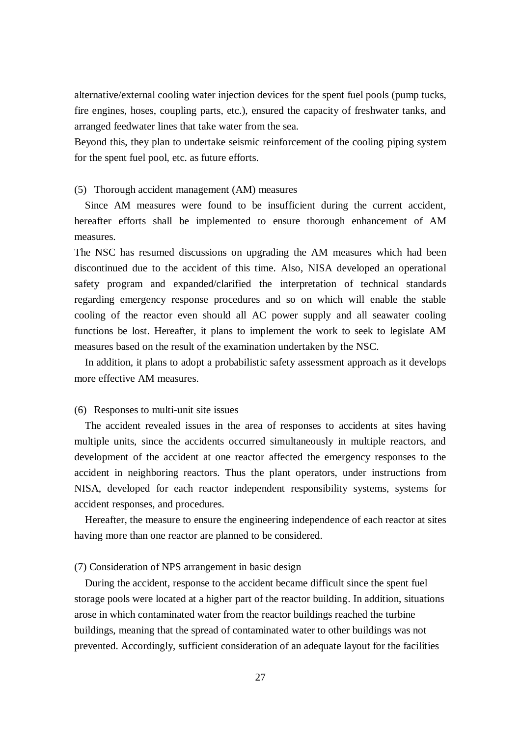alternative/external cooling water injection devices for the spent fuel pools (pump tucks, fire engines, hoses, coupling parts, etc.), ensured the capacity of freshwater tanks, and arranged feedwater lines that take water from the sea.

Beyond this, they plan to undertake seismic reinforcement of the cooling piping system for the spent fuel pool, etc. as future efforts.

(5) Thorough accident management (AM) measures

Since AM measures were found to be insufficient during the current accident, hereafter efforts shall be implemented to ensure thorough enhancement of AM measures.

The NSC has resumed discussions on upgrading the AM measures which had been discontinued due to the accident of this time. Also, NISA developed an operational safety program and expanded/clarified the interpretation of technical standards regarding emergency response procedures and so on which will enable the stable cooling of the reactor even should all AC power supply and all seawater cooling functions be lost. Hereafter, it plans to implement the work to seek to legislate AM measures based on the result of the examination undertaken by the NSC.

In addition, it plans to adopt a probabilistic safety assessment approach as it develops more effective AM measures.

(6) Responses to multi-unit site issues

The accident revealed issues in the area of responses to accidents at sites having multiple units, since the accidents occurred simultaneously in multiple reactors, and development of the accident at one reactor affected the emergency responses to the accident in neighboring reactors. Thus the plant operators, under instructions from NISA, developed for each reactor independent responsibility systems, systems for accident responses, and procedures.

Hereafter, the measure to ensure the engineering independence of each reactor at sites having more than one reactor are planned to be considered.

(7) Consideration of NPS arrangement in basic design

During the accident, response to the accident became difficult since the spent fuel storage pools were located at a higher part of the reactor building. In addition, situations arose in which contaminated water from the reactor buildings reached the turbine buildings, meaning that the spread of contaminated water to other buildings was not prevented. Accordingly, sufficient consideration of an adequate layout for the facilities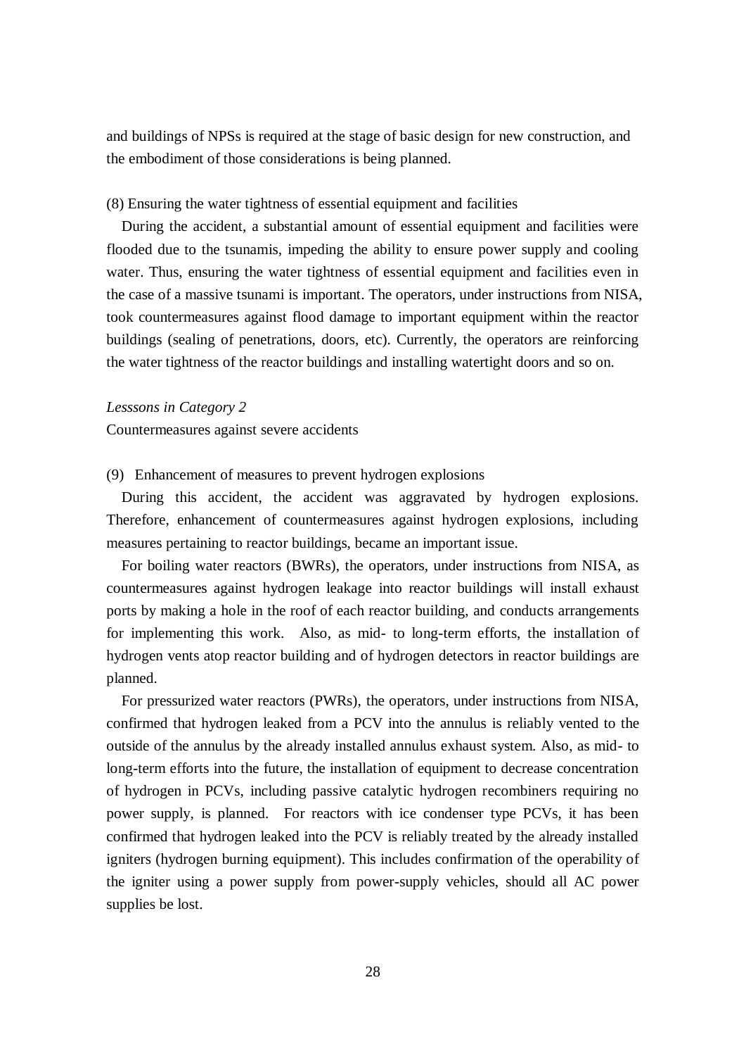and buildings of NPSs is required at the stage of basic design for new construction, and the embodiment of those considerations is being planned.

(8) Ensuring the water tightness of essential equipment and facilities

During the accident, a substantial amount of essential equipment and facilities were flooded due to the tsunamis, impeding the ability to ensure power supply and cooling water. Thus, ensuring the water tightness of essential equipment and facilities even in the case of a massive tsunami is important. The operators, under instructions from NISA, took countermeasures against flood damage to important equipment within the reactor buildings (sealing of penetrations, doors, etc). Currently, the operators are reinforcing the water tightness of the reactor buildings and installing watertight doors and so on.

*Lesssons in Category 2*

Countermeasures against severe accidents

(9) Enhancement of measures to prevent hydrogen explosions

During this accident, the accident was aggravated by hydrogen explosions. Therefore, enhancement of countermeasures against hydrogen explosions, including measures pertaining to reactor buildings, became an important issue.

For boiling water reactors (BWRs), the operators, under instructions from NISA, as countermeasures against hydrogen leakage into reactor buildings will install exhaust ports by making a hole in the roof of each reactor building, and conducts arrangements for implementing this work. Also, as mid- to long-term efforts, the installation of hydrogen vents atop reactor building and of hydrogen detectors in reactor buildings are planned.

For pressurized water reactors (PWRs), the operators, under instructions from NISA, confirmed that hydrogen leaked from a PCV into the annulus is reliably vented to the outside of the annulus by the already installed annulus exhaust system. Also, as mid- to long-term efforts into the future, the installation of equipment to decrease concentration of hydrogen in PCVs, including passive catalytic hydrogen recombiners requiring no power supply, is planned. For reactors with ice condenser type PCVs, it has been confirmed that hydrogen leaked into the PCV is reliably treated by the already installed igniters (hydrogen burning equipment). This includes confirmation of the operability of the igniter using a power supply from power-supply vehicles, should all AC power supplies be lost.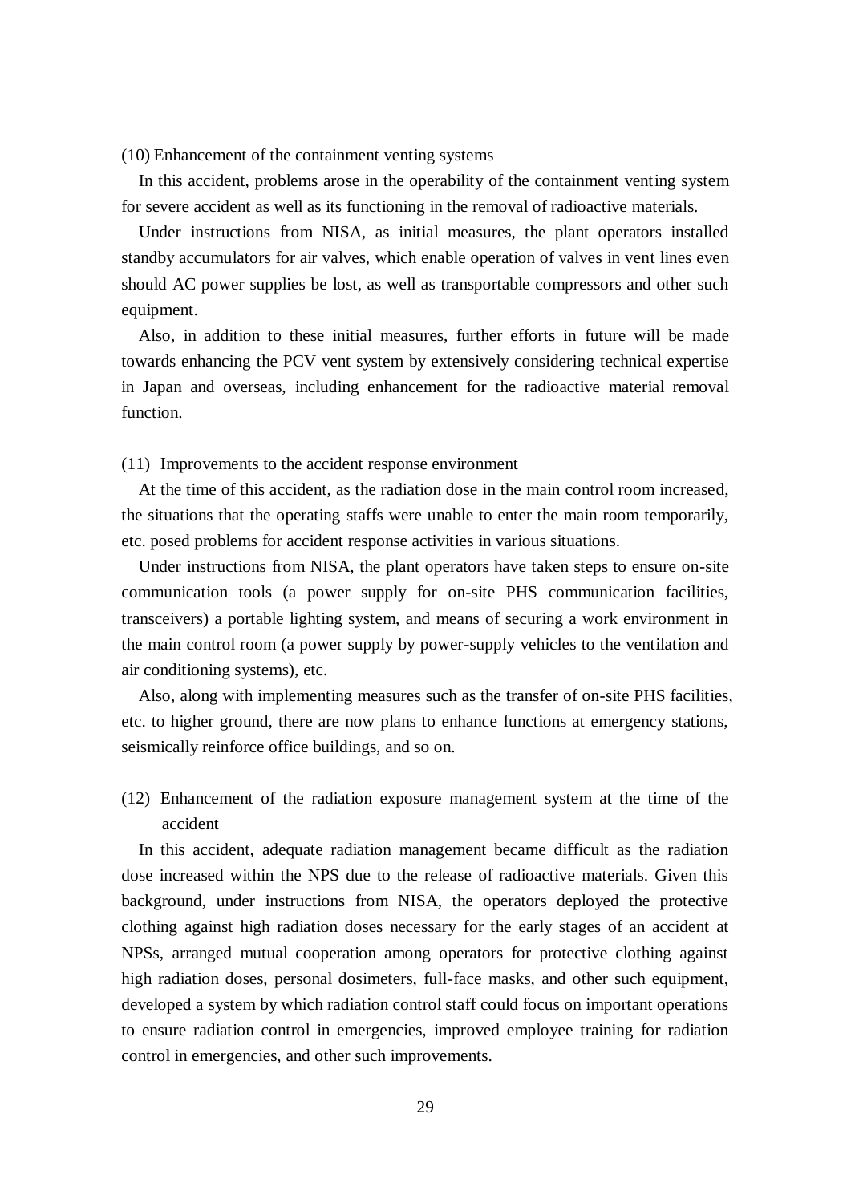### (10) Enhancement of the containment venting systems

In this accident, problems arose in the operability of the containment venting system for severe accident as well as its functioning in the removal of radioactive materials.

Under instructions from NISA, as initial measures, the plant operators installed standby accumulators for air valves, which enable operation of valves in vent lines even should AC power supplies be lost, as well as transportable compressors and other such equipment.

Also, in addition to these initial measures, further efforts in future will be made towards enhancing the PCV vent system by extensively considering technical expertise in Japan and overseas, including enhancement for the radioactive material removal function.

### (11) Improvements to the accident response environment

At the time of this accident, as the radiation dose in the main control room increased, the situations that the operating staffs were unable to enter the main room temporarily, etc. posed problems for accident response activities in various situations.

Under instructions from NISA, the plant operators have taken steps to ensure on-site communication tools (a power supply for on-site PHS communication facilities, transceivers) a portable lighting system, and means of securing a work environment in the main control room (a power supply by power-supply vehicles to the ventilation and air conditioning systems), etc.

Also, along with implementing measures such as the transfer of on-site PHS facilities, etc. to higher ground, there are now plans to enhance functions at emergency stations, seismically reinforce office buildings, and so on.

### (12) Enhancement of the radiation exposure management system at the time of the accident

In this accident, adequate radiation management became difficult as the radiation dose increased within the NPS due to the release of radioactive materials. Given this background, under instructions from NISA, the operators deployed the protective clothing against high radiation doses necessary for the early stages of an accident at NPSs, arranged mutual cooperation among operators for protective clothing against high radiation doses, personal dosimeters, full-face masks, and other such equipment, developed a system by which radiation control staff could focus on important operations to ensure radiation control in emergencies, improved employee training for radiation control in emergencies, and other such improvements.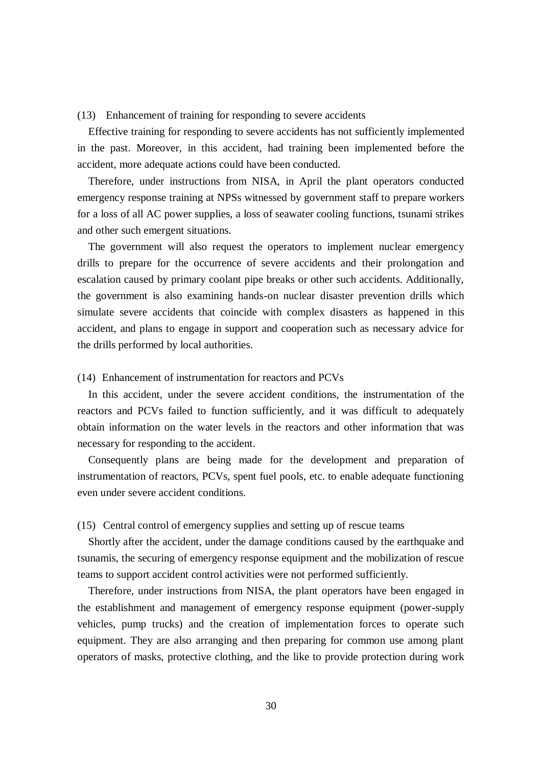(13) Enhancement of training for responding to severe accidents

Effective training for responding to severe accidents has not sufficiently implemented in the past. Moreover, in this accident, had training been implemented before the accident, more adequate actions could have been conducted.

Therefore, under instructions from NISA, in April the plant operators conducted emergency response training at NPSs witnessed by government staff to prepare workers for a loss of all AC power supplies, a loss of seawater cooling functions, tsunami strikes and other such emergent situations.

The government will also request the operators to implement nuclear emergency drills to prepare for the occurrence of severe accidents and their prolongation and escalation caused by primary coolant pipe breaks or other such accidents. Additionally, the government is also examining hands-on nuclear disaster prevention drills which simulate severe accidents that coincide with complex disasters as happened in this accident, and plans to engage in support and cooperation such as necessary advice for the drills performed by local authorities.

(14) Enhancement of instrumentation for reactors and PCVs

In this accident, under the severe accident conditions, the instrumentation of the reactors and PCVs failed to function sufficiently, and it was difficult to adequately obtain information on the water levels in the reactors and other information that was necessary for responding to the accident.

Consequently plans are being made for the development and preparation of instrumentation of reactors, PCVs, spent fuel pools, etc. to enable adequate functioning even under severe accident conditions.

(15) Central control of emergency supplies and setting up of rescue teams

Shortly after the accident, under the damage conditions caused by the earthquake and tsunamis, the securing of emergency response equipment and the mobilization of rescue teams to support accident control activities were not performed sufficiently.

Therefore, under instructions from NISA, the plant operators have been engaged in the establishment and management of emergency response equipment (power-supply vehicles, pump trucks) and the creation of implementation forces to operate such equipment. They are also arranging and then preparing for common use among plant operators of masks, protective clothing, and the like to provide protection during work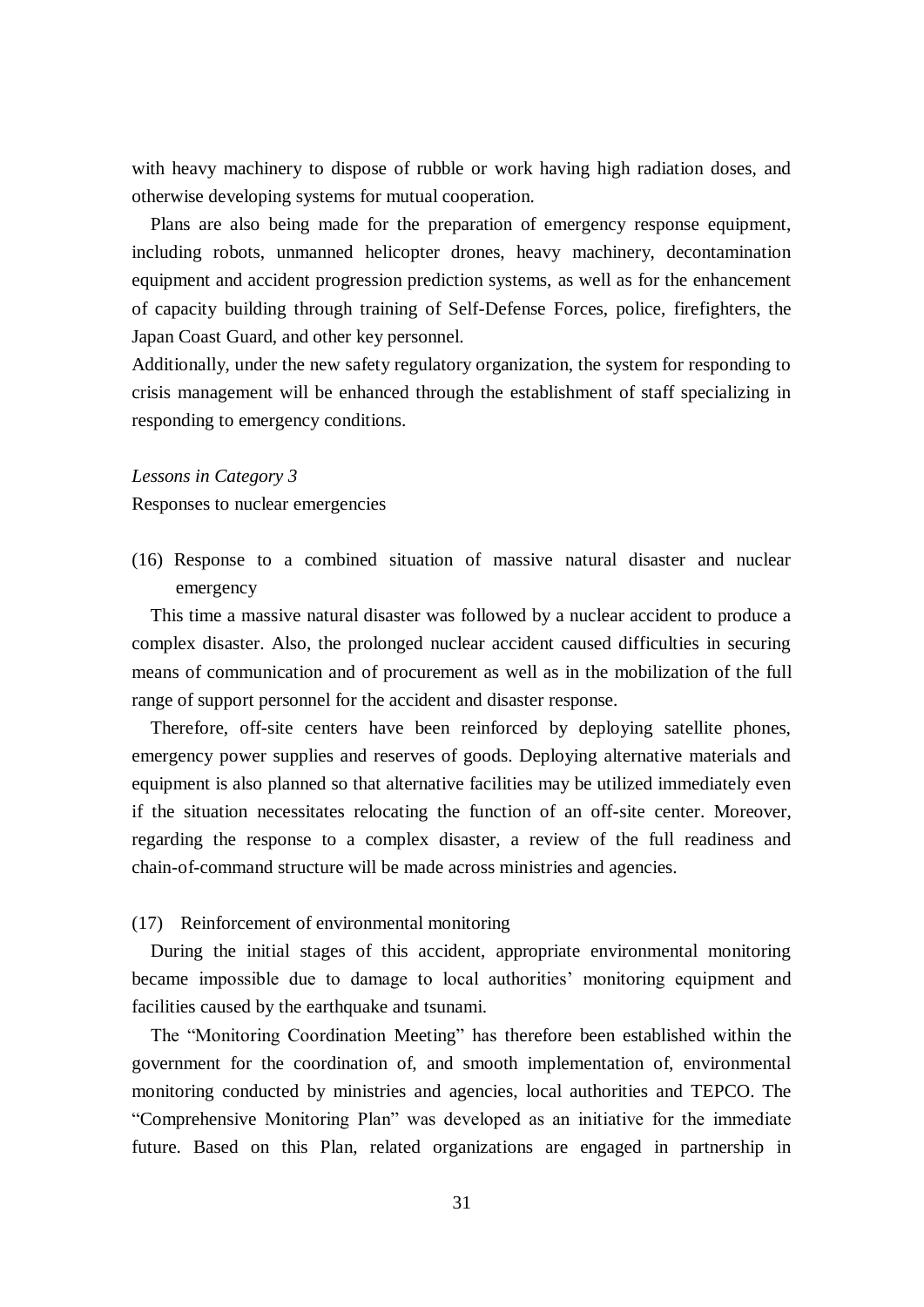with heavy machinery to dispose of rubble or work having high radiation doses, and otherwise developing systems for mutual cooperation.

Plans are also being made for the preparation of emergency response equipment, including robots, unmanned helicopter drones, heavy machinery, decontamination equipment and accident progression prediction systems, as well as for the enhancement of capacity building through training of Self-Defense Forces, police, firefighters, the Japan Coast Guard, and other key personnel.

Additionally, under the new safety regulatory organization, the system for responding to crisis management will be enhanced through the establishment of staff specializing in responding to emergency conditions.

*Lessons in Category 3*

Responses to nuclear emergencies

(16) Response to a combined situation of massive natural disaster and nuclear emergency

This time a massive natural disaster was followed by a nuclear accident to produce a complex disaster. Also, the prolonged nuclear accident caused difficulties in securing means of communication and of procurement as well as in the mobilization of the full range of support personnel for the accident and disaster response.

Therefore, off-site centers have been reinforced by deploying satellite phones, emergency power supplies and reserves of goods. Deploying alternative materials and equipment is also planned so that alternative facilities may be utilized immediately even if the situation necessitates relocating the function of an off-site center. Moreover, regarding the response to a complex disaster, a review of the full readiness and chain-of-command structure will be made across ministries and agencies.

(17) Reinforcement of environmental monitoring

During the initial stages of this accident, appropriate environmental monitoring became impossible due to damage to local authorities' monitoring equipment and facilities caused by the earthquake and tsunami.

The "Monitoring Coordination Meeting" has therefore been established within the government for the coordination of, and smooth implementation of, environmental monitoring conducted by ministries and agencies, local authorities and TEPCO. The "Comprehensive Monitoring Plan" was developed as an initiative for the immediate future. Based on this Plan, related organizations are engaged in partnership in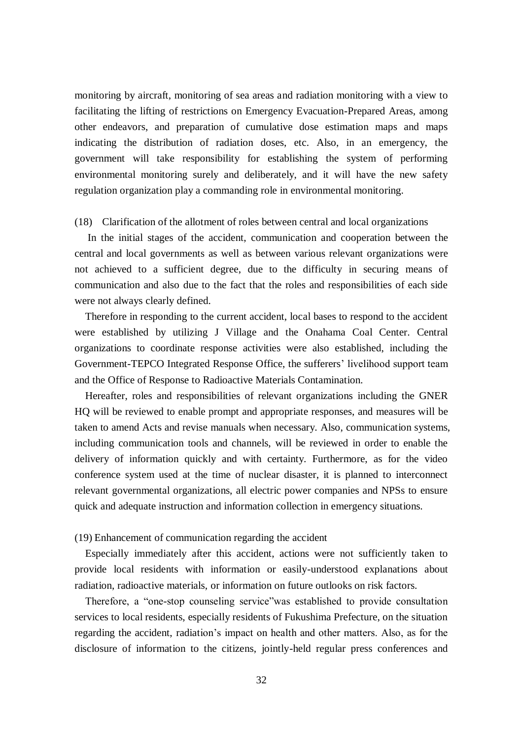monitoring by aircraft, monitoring of sea areas and radiation monitoring with a view to facilitating the lifting of restrictions on Emergency Evacuation-Prepared Areas, among other endeavors, and preparation of cumulative dose estimation maps and maps indicating the distribution of radiation doses, etc. Also, in an emergency, the government will take responsibility for establishing the system of performing environmental monitoring surely and deliberately, and it will have the new safety regulation organization play a commanding role in environmental monitoring.

### (18) Clarification of the allotment of roles between central and local organizations

In the initial stages of the accident, communication and cooperation between the central and local governments as well as between various relevant organizations were not achieved to a sufficient degree, due to the difficulty in securing means of communication and also due to the fact that the roles and responsibilities of each side were not always clearly defined.

Therefore in responding to the current accident, local bases to respond to the accident were established by utilizing J Village and the Onahama Coal Center. Central organizations to coordinate response activities were also established, including the Government-TEPCO Integrated Response Office, the sufferers' livelihood support team and the Office of Response to Radioactive Materials Contamination.

Hereafter, roles and responsibilities of relevant organizations including the GNER HQ will be reviewed to enable prompt and appropriate responses, and measures will be taken to amend Acts and revise manuals when necessary. Also, communication systems, including communication tools and channels, will be reviewed in order to enable the delivery of information quickly and with certainty. Furthermore, as for the video conference system used at the time of nuclear disaster, it is planned to interconnect relevant governmental organizations, all electric power companies and NPSs to ensure quick and adequate instruction and information collection in emergency situations.

### (19) Enhancement of communication regarding the accident

Especially immediately after this accident, actions were not sufficiently taken to provide local residents with information or easily-understood explanations about radiation, radioactive materials, or information on future outlooks on risk factors.

Therefore, a "one-stop counseling service"was established to provide consultation services to local residents, especially residents of Fukushima Prefecture, on the situation regarding the accident, radiation's impact on health and other matters. Also, as for the disclosure of information to the citizens, jointly-held regular press conferences and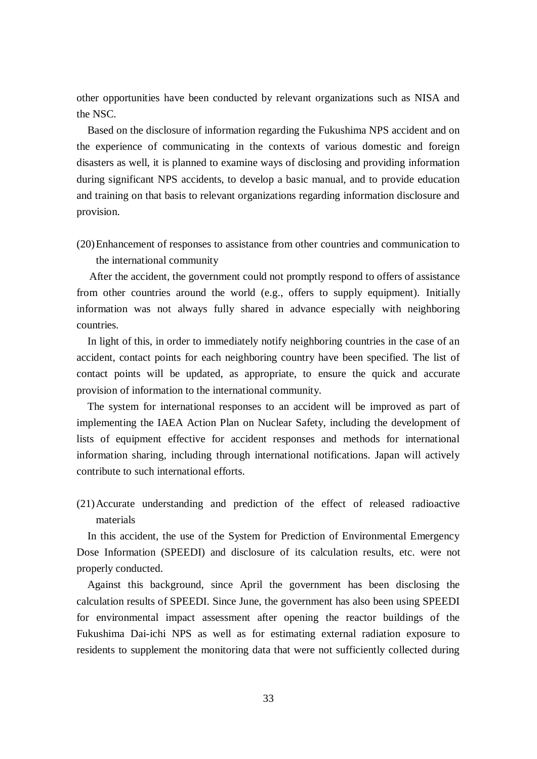other opportunities have been conducted by relevant organizations such as NISA and the NSC.

Based on the disclosure of information regarding the Fukushima NPS accident and on the experience of communicating in the contexts of various domestic and foreign disasters as well, it is planned to examine ways of disclosing and providing information during significant NPS accidents, to develop a basic manual, and to provide education and training on that basis to relevant organizations regarding information disclosure and provision.

(20) Enhancement of responses to assistance from other countries and communication to the international community

After the accident, the government could not promptly respond to offers of assistance from other countries around the world (e.g., offers to supply equipment). Initially information was not always fully shared in advance especially with neighboring countries.

In light of this, in order to immediately notify neighboring countries in the case of an accident, contact points for each neighboring country have been specified. The list of contact points will be updated, as appropriate, to ensure the quick and accurate provision of information to the international community.

The system for international responses to an accident will be improved as part of implementing the IAEA Action Plan on Nuclear Safety, including the development of lists of equipment effective for accident responses and methods for international information sharing, including through international notifications. Japan will actively contribute to such international efforts.

(21) Accurate understanding and prediction of the effect of released radioactive materials

In this accident, the use of the System for Prediction of Environmental Emergency Dose Information (SPEEDI) and disclosure of its calculation results, etc. were not properly conducted.

Against this background, since April the government has been disclosing the calculation results of SPEEDI. Since June, the government has also been using SPEEDI for environmental impact assessment after opening the reactor buildings of the Fukushima Dai-ichi NPS as well as for estimating external radiation exposure to residents to supplement the monitoring data that were not sufficiently collected during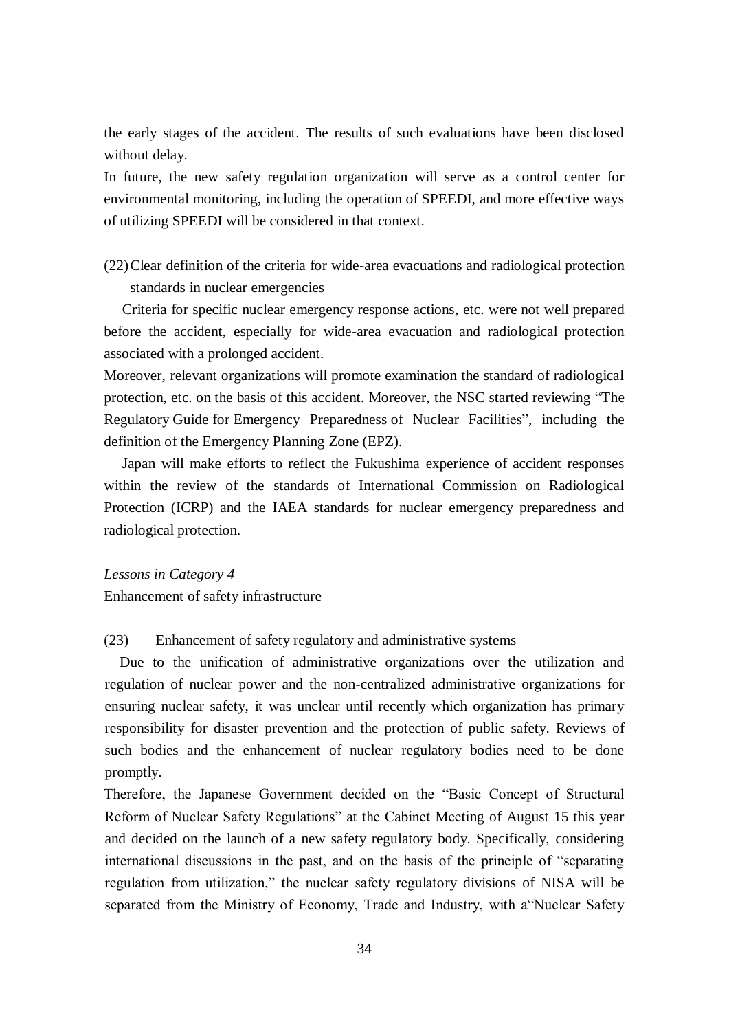the early stages of the accident. The results of such evaluations have been disclosed without delay.

In future, the new safety regulation organization will serve as a control center for environmental monitoring, including the operation of SPEEDI, and more effective ways of utilizing SPEEDI will be considered in that context.

(22) Clear definition of the criteria for wide-area evacuations and radiological protection standards in nuclear emergencies

Criteria for specific nuclear emergency response actions, etc. were not well prepared before the accident, especially for wide-area evacuation and radiological protection associated with a prolonged accident.

Moreover, relevant organizations will promote examination the standard of radiological protection, etc. on the basis of this accident. Moreover, the NSC started reviewing "The Regulatory Guide for Emergency Preparedness of Nuclear Facilities", including the definition of the Emergency Planning Zone (EPZ).

Japan will make efforts to reflect the Fukushima experience of accident responses within the review of the standards of International Commission on Radiological Protection (ICRP) and the IAEA standards for nuclear emergency preparedness and radiological protection.

*Lessons in Category 4*

Enhancement of safety infrastructure

(23) Enhancement of safety regulatory and administrative systems

Due to the unification of administrative organizations over the utilization and regulation of nuclear power and the non-centralized administrative organizations for ensuring nuclear safety, it was unclear until recently which organization has primary responsibility for disaster prevention and the protection of public safety. Reviews of such bodies and the enhancement of nuclear regulatory bodies need to be done promptly.

Therefore, the Japanese Government decided on the "Basic Concept of Structural Reform of Nuclear Safety Regulations" at the Cabinet Meeting of August 15 this year and decided on the launch of a new safety regulatory body. Specifically, considering international discussions in the past, and on the basis of the principle of "separating regulation from utilization," the nuclear safety regulatory divisions of NISA will be separated from the Ministry of Economy, Trade and Industry, with a "Nuclear Safety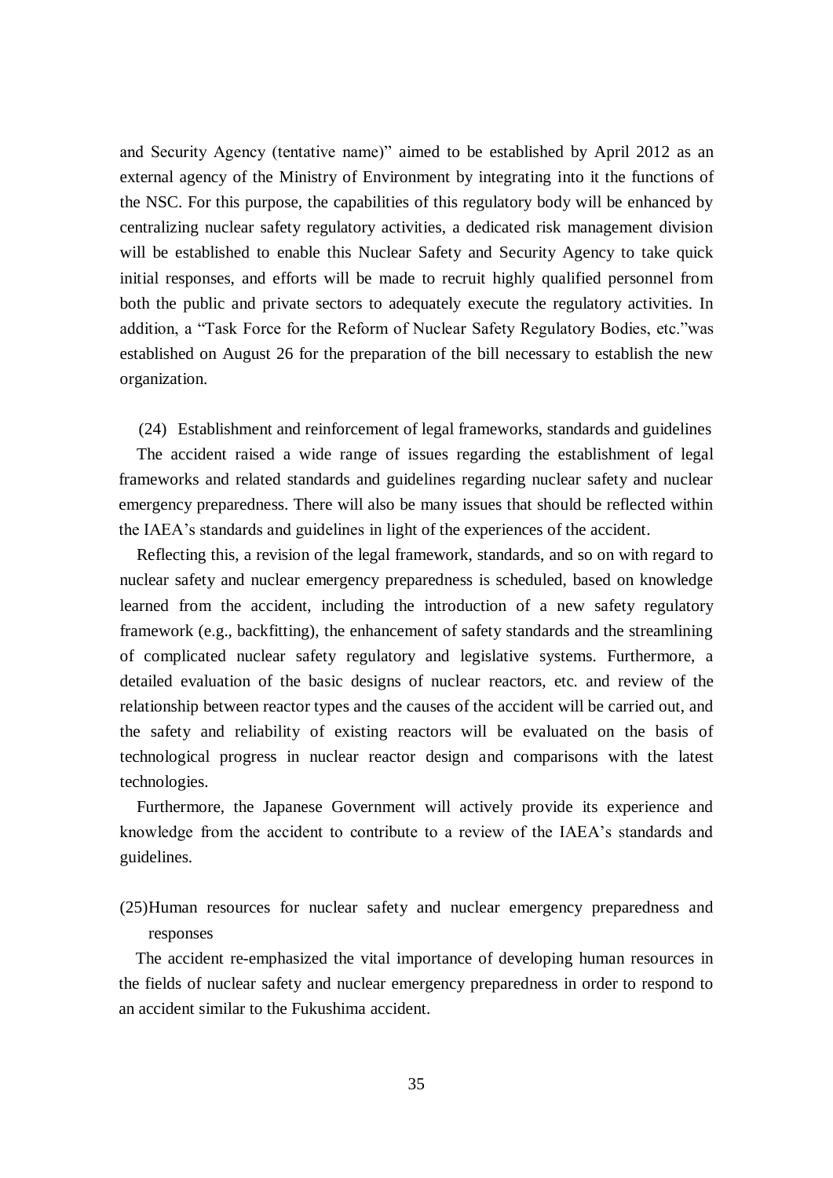and Security Agency (tentative name)" aimed to be established by April 2012 as an external agency of the Ministry of Environment by integrating into it the functions of the NSC. For this purpose, the capabilities of this regulatory body will be enhanced by centralizing nuclear safety regulatory activities, a dedicated risk management division will be established to enable this Nuclear Safety and Security Agency to take quick initial responses, and efforts will be made to recruit highly qualified personnel from both the public and private sectors to adequately execute the regulatory activities. In addition, a "Task Force for the Reform of Nuclear Safety Regulatory Bodies, etc."was established on August 26 for the preparation of the bill necessary to establish the new organization.

(24) Establishment and reinforcement of legal frameworks, standards and guidelines

The accident raised a wide range of issues regarding the establishment of legal frameworks and related standards and guidelines regarding nuclear safety and nuclear emergency preparedness. There will also be many issues that should be reflected within the IAEA's standards and guidelines in light of the experiences of the accident.

Reflecting this, a revision of the legal framework, standards, and so on with regard to nuclear safety and nuclear emergency preparedness is scheduled, based on knowledge learned from the accident, including the introduction of a new safety regulatory framework (e.g., backfitting), the enhancement of safety standards and the streamlining of complicated nuclear safety regulatory and legislative systems. Furthermore, a detailed evaluation of the basic designs of nuclear reactors, etc. and review of the relationship between reactor types and the causes of the accident will be carried out, and the safety and reliability of existing reactors will be evaluated on the basis of technological progress in nuclear reactor design and comparisons with the latest technologies.

Furthermore, the Japanese Government will actively provide its experience and knowledge from the accident to contribute to a review of the IAEA's standards and guidelines.

(25)Human resources for nuclear safety and nuclear emergency preparedness and responses

The accident re-emphasized the vital importance of developing human resources in the fields of nuclear safety and nuclear emergency preparedness in order to respond to an accident similar to the Fukushima accident.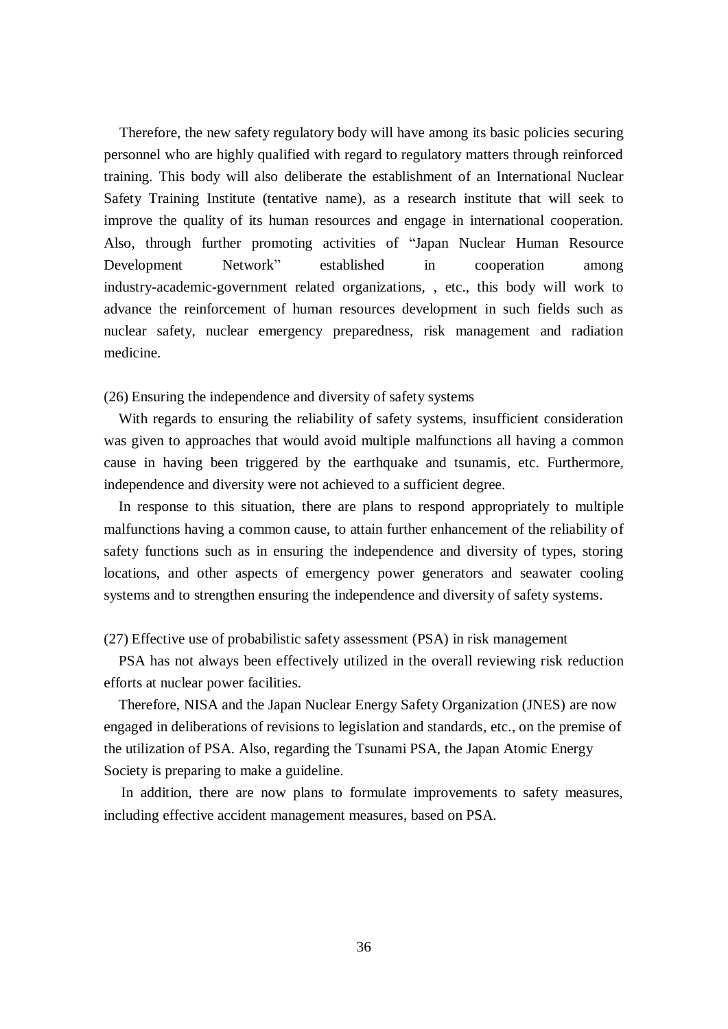Therefore, the new safety regulatory body will have among its basic policies securing personnel who are highly qualified with regard to regulatory matters through reinforced training. This body will also deliberate the establishment of an International Nuclear Safety Training Institute (tentative name), as a research institute that will seek to improve the quality of its human resources and engage in international cooperation. Also, through further promoting activities of "Japan Nuclear Human Resource Development Network" established in cooperation among industry-academic-government related organizations, , etc., this body will work to advance the reinforcement of human resources development in such fields such as nuclear safety, nuclear emergency preparedness, risk management and radiation medicine.

(26) Ensuring the independence and diversity of safety systems

With regards to ensuring the reliability of safety systems, insufficient consideration was given to approaches that would avoid multiple malfunctions all having a common cause in having been triggered by the earthquake and tsunamis, etc. Furthermore, independence and diversity were not achieved to a sufficient degree.

In response to this situation, there are plans to respond appropriately to multiple malfunctions having a common cause, to attain further enhancement of the reliability of safety functions such as in ensuring the independence and diversity of types, storing locations, and other aspects of emergency power generators and seawater cooling systems and to strengthen ensuring the independence and diversity of safety systems.

(27) Effective use of probabilistic safety assessment (PSA) in risk management

PSA has not always been effectively utilized in the overall reviewing risk reduction efforts at nuclear power facilities.

Therefore, NISA and the Japan Nuclear Energy Safety Organization (JNES) are now engaged in deliberations of revisions to legislation and standards, etc., on the premise of the utilization of PSA. Also, regarding the Tsunami PSA, the Japan Atomic Energy Society is preparing to make a guideline.

In addition, there are now plans to formulate improvements to safety measures, including effective accident management measures, based on PSA.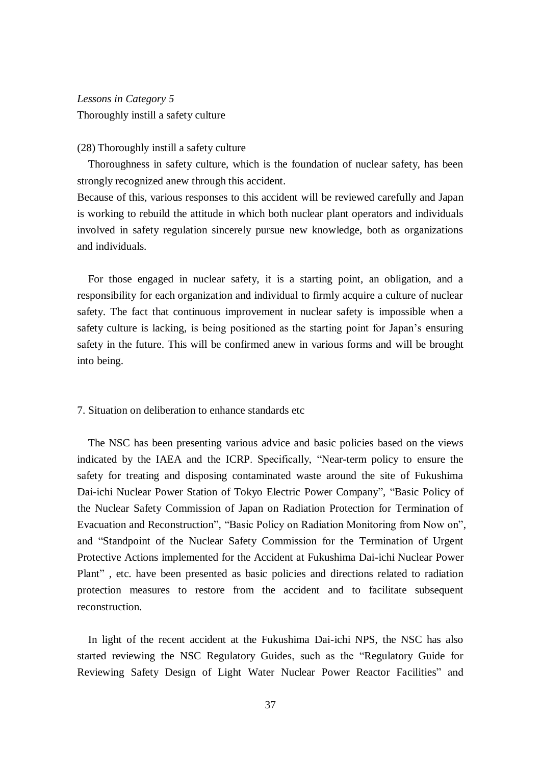*Lessons in Category 5*
Thoroughly instill a safety culture

(28) Thoroughly instill a safety culture

Thoroughness in safety culture, which is the foundation of nuclear safety, has been strongly recognized anew through this accident.
Because of this, various responses to this accident will be reviewed carefully and Japan is working to rebuild the attitude in which both nuclear plant operators and individuals involved in safety regulation sincerely pursue new knowledge, both as organizations and individuals.

For those engaged in nuclear safety, it is a starting point, an obligation, and a responsibility for each organization and individual to firmly acquire a culture of nuclear safety. The fact that continuous improvement in nuclear safety is impossible when a safety culture is lacking, is being positioned as the starting point for Japan's ensuring safety in the future. This will be confirmed anew in various forms and will be brought into being.

## 7. Situation on deliberation to enhance standards etc

The NSC has been presenting various advice and basic policies based on the views indicated by the IAEA and the ICRP. Specifically, "Near-term policy to ensure the safety for treating and disposing contaminated waste around the site of Fukushima Dai-ichi Nuclear Power Station of Tokyo Electric Power Company", "Basic Policy of the Nuclear Safety Commission of Japan on Radiation Protection for Termination of Evacuation and Reconstruction", "Basic Policy on Radiation Monitoring from Now on", and "Standpoint of the Nuclear Safety Commission for the Termination of Urgent Protective Actions implemented for the Accident at Fukushima Dai-ichi Nuclear Power Plant" , etc. have been presented as basic policies and directions related to radiation protection measures to restore from the accident and to facilitate subsequent reconstruction.

In light of the recent accident at the Fukushima Dai-ichi NPS, the NSC has also started reviewing the NSC Regulatory Guides, such as the "Regulatory Guide for Reviewing Safety Design of Light Water Nuclear Power Reactor Facilities" and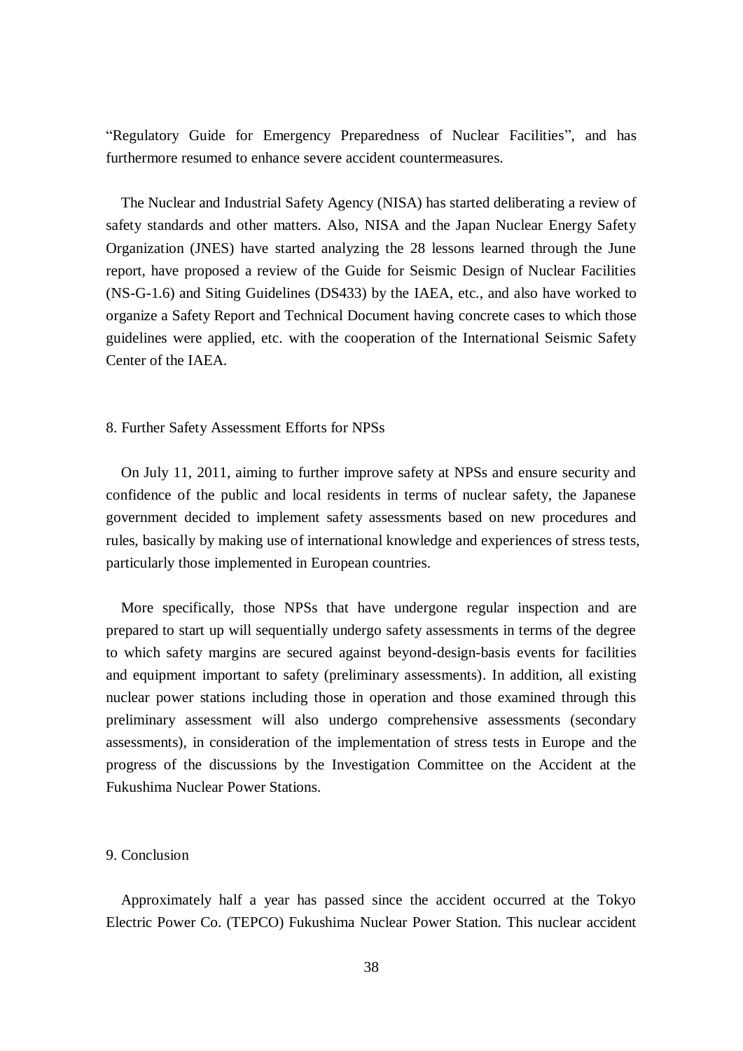"Regulatory Guide for Emergency Preparedness of Nuclear Facilities", and has furthermore resumed to enhance severe accident countermeasures.

The Nuclear and Industrial Safety Agency (NISA) has started deliberating a review of safety standards and other matters. Also, NISA and the Japan Nuclear Energy Safety Organization (JNES) have started analyzing the 28 lessons learned through the June report, have proposed a review of the Guide for Seismic Design of Nuclear Facilities (NS-G-1.6) and Siting Guidelines (DS433) by the IAEA, etc., and also have worked to organize a Safety Report and Technical Document having concrete cases to which those guidelines were applied, etc. with the cooperation of the International Seismic Safety Center of the IAEA.

## 8. Further Safety Assessment Efforts for NPSs

On July 11, 2011, aiming to further improve safety at NPSs and ensure security and confidence of the public and local residents in terms of nuclear safety, the Japanese government decided to implement safety assessments based on new procedures and rules, basically by making use of international knowledge and experiences of stress tests, particularly those implemented in European countries.

More specifically, those NPSs that have undergone regular inspection and are prepared to start up will sequentially undergo safety assessments in terms of the degree to which safety margins are secured against beyond-design-basis events for facilities and equipment important to safety (preliminary assessments). In addition, all existing nuclear power stations including those in operation and those examined through this preliminary assessment will also undergo comprehensive assessments (secondary assessments), in consideration of the implementation of stress tests in Europe and the progress of the discussions by the Investigation Committee on the Accident at the Fukushima Nuclear Power Stations.

## 9. Conclusion

Approximately half a year has passed since the accident occurred at the Tokyo Electric Power Co. (TEPCO) Fukushima Nuclear Power Station. This nuclear accident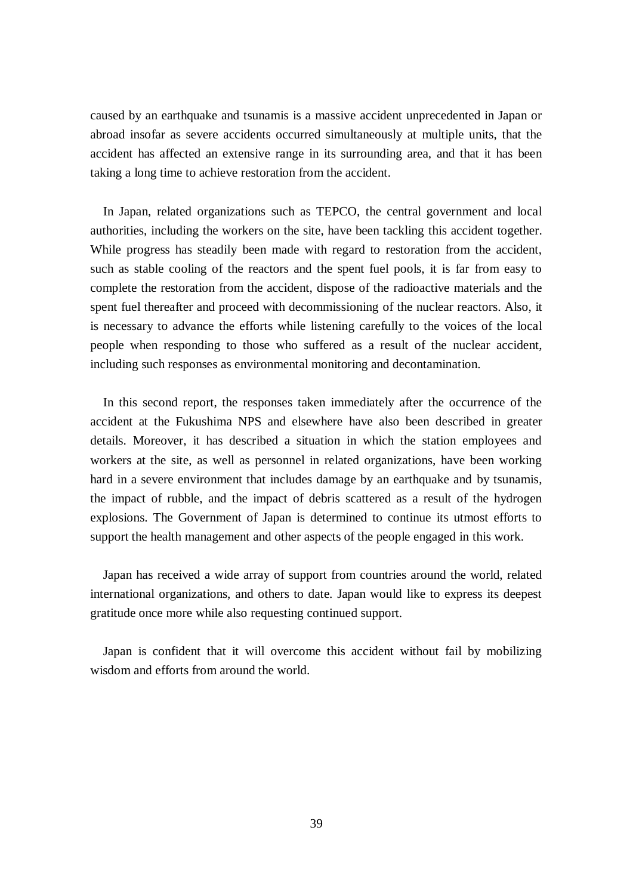caused by an earthquake and tsunamis is a massive accident unprecedented in Japan or abroad insofar as severe accidents occurred simultaneously at multiple units, that the accident has affected an extensive range in its surrounding area, and that it has been taking a long time to achieve restoration from the accident.

In Japan, related organizations such as TEPCO, the central government and local authorities, including the workers on the site, have been tackling this accident together. While progress has steadily been made with regard to restoration from the accident, such as stable cooling of the reactors and the spent fuel pools, it is far from easy to complete the restoration from the accident, dispose of the radioactive materials and the spent fuel thereafter and proceed with decommissioning of the nuclear reactors. Also, it is necessary to advance the efforts while listening carefully to the voices of the local people when responding to those who suffered as a result of the nuclear accident, including such responses as environmental monitoring and decontamination.

In this second report, the responses taken immediately after the occurrence of the accident at the Fukushima NPS and elsewhere have also been described in greater details. Moreover, it has described a situation in which the station employees and workers at the site, as well as personnel in related organizations, have been working hard in a severe environment that includes damage by an earthquake and by tsunamis, the impact of rubble, and the impact of debris scattered as a result of the hydrogen explosions. The Government of Japan is determined to continue its utmost efforts to support the health management and other aspects of the people engaged in this work.

Japan has received a wide array of support from countries around the world, related international organizations, and others to date. Japan would like to express its deepest gratitude once more while also requesting continued support.

Japan is confident that it will overcome this accident without fail by mobilizing wisdom and efforts from around the world.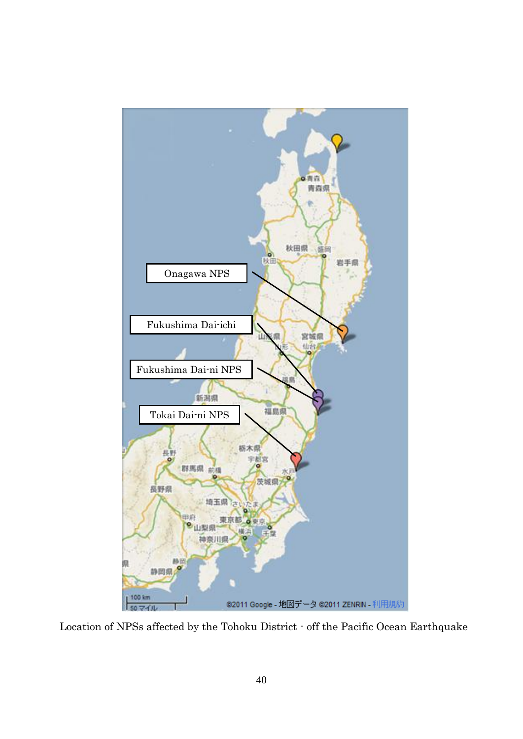Location of NPSs affected by the Tohoku District - off the Pacific Ocean Earthquake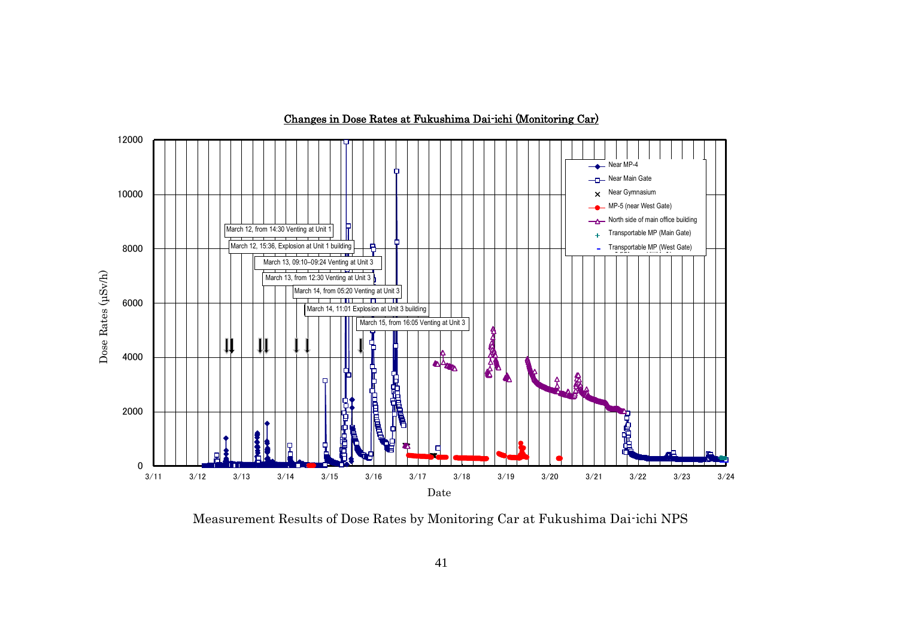**Changes in Dose Rates at Fukushima Dai-ichi (Monitoring Car)**

Dose Rates (μSv/h)

Date

March 12, from 14:30 Venting at Unit 1

March 12, 15:36, Explosion at Unit 1 building

March 13, 09:10–09:24 Venting at Unit 3

March 13, from 12:30 Venting at Unit 3

March 14, from 05:20 Venting at Unit 3

March 14, 11:01 Explosion at Unit 3 building

March 15, from 16:05 Venting at Unit 3

- Near MP-4
- Near Main Gate
- Near Gymnasium
- MP-5 (near West Gate)
- North side of main office building
- Transportable MP (Main Gate)
- Transportable MP (West Gate)

Measurement Results of Dose Rates by Monitoring Car at Fukushima Dai-ichi NPS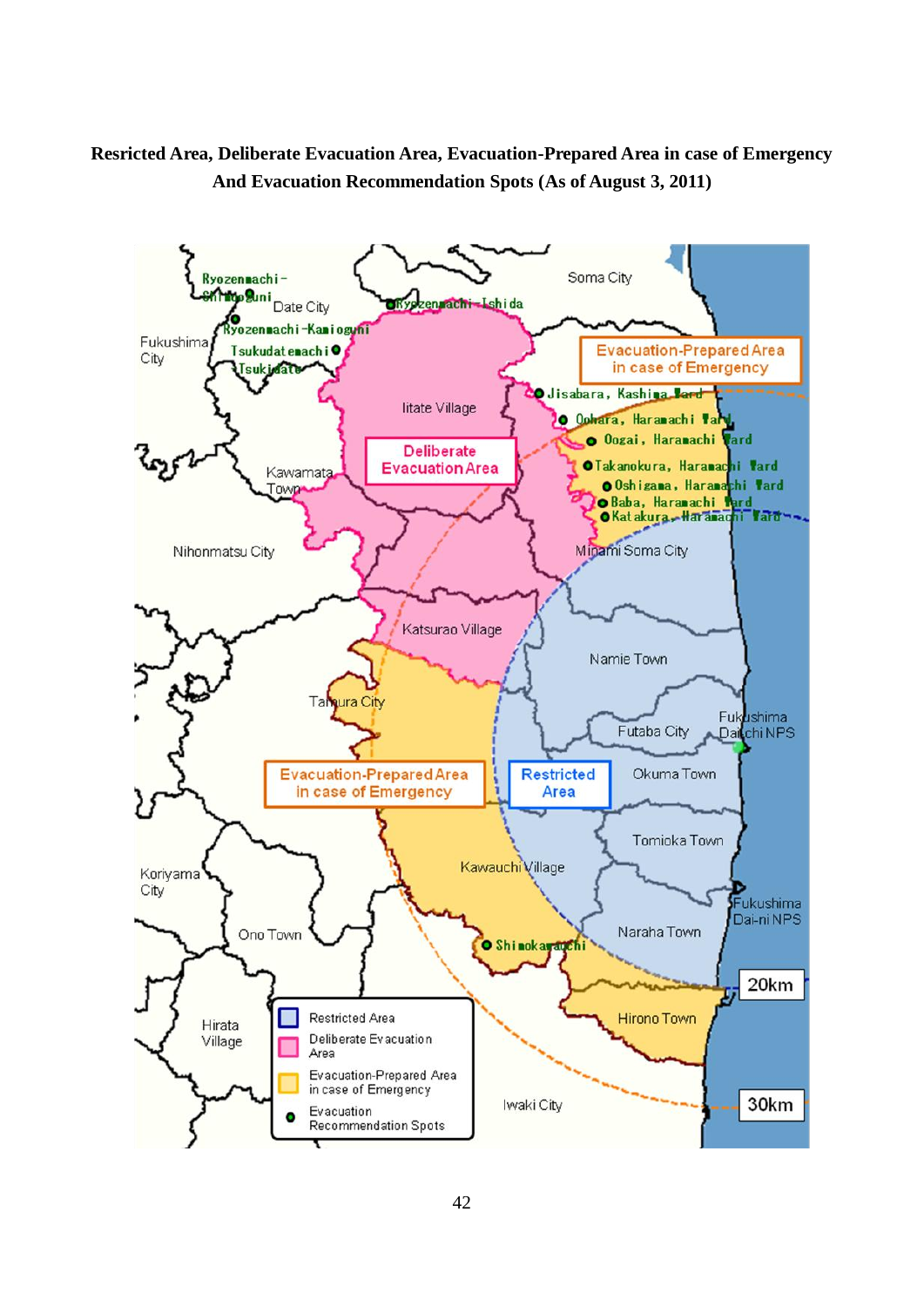**Resricted Area, Deliberate Evacuation Area, Evacuation-Prepared Area in case of Emergency And Evacuation Recommendation Spots (As of August 3, 2011)**

Ryozenmachi-Shimooguni

Date City

Ryozenmachi-Ishida

Soma City

Ryozenmachi-Kamioguni

Fukushima City

Tsukudatemachi-Tsukidate

Evacuation-Prepared Area in case of Emergency

Jisabara, Kashima Ward

Iitate Village

Oohara, Haramachi Ward

Oogai, Haramachi Ward

Deliberate Evacuation Area

Kawamata Town

Takanokura, Haramachi Ward

Oshigama, Haramachi Ward

Baba, Haramachi Ward

Katakura, Haramachi Ward

Nihonmatsu City

Minami Soma City

Katsurao Village

Namie Town

Tamura City

Fukushima Daiichi NPS

Futaba City

Evacuation-Prepared Area in case of Emergency

Restricted Area

Okuma Town

Tomioka Town

Koriyama City

Kawauchi Village

Fukushima Dai-ni NPS

Ono Town

Naraha Town

Shimokawauchi

20km

Hirata Village

Hirono Town

Restricted Area

Deliberate Evacuation Area

Evacuation-Prepared Area in case of Emergency

Evacuation Recommendation Spots

Iwaki City

30km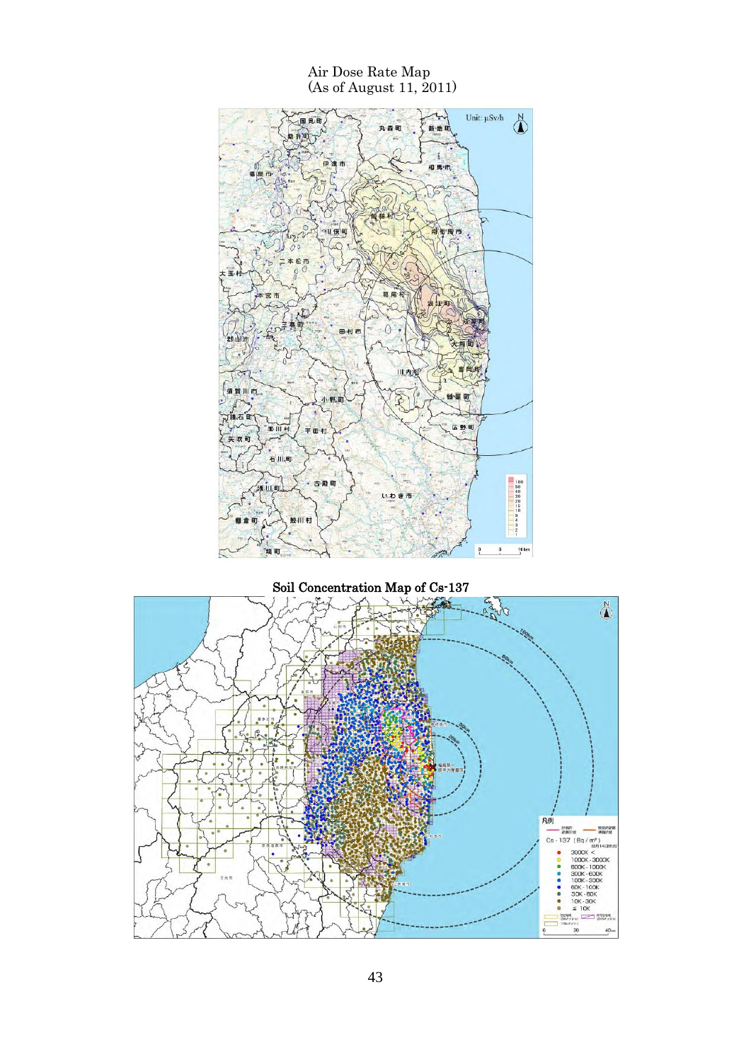Air Dose Rate Map
(As of August 11, 2011)

Soil Concentration Map of Cs-137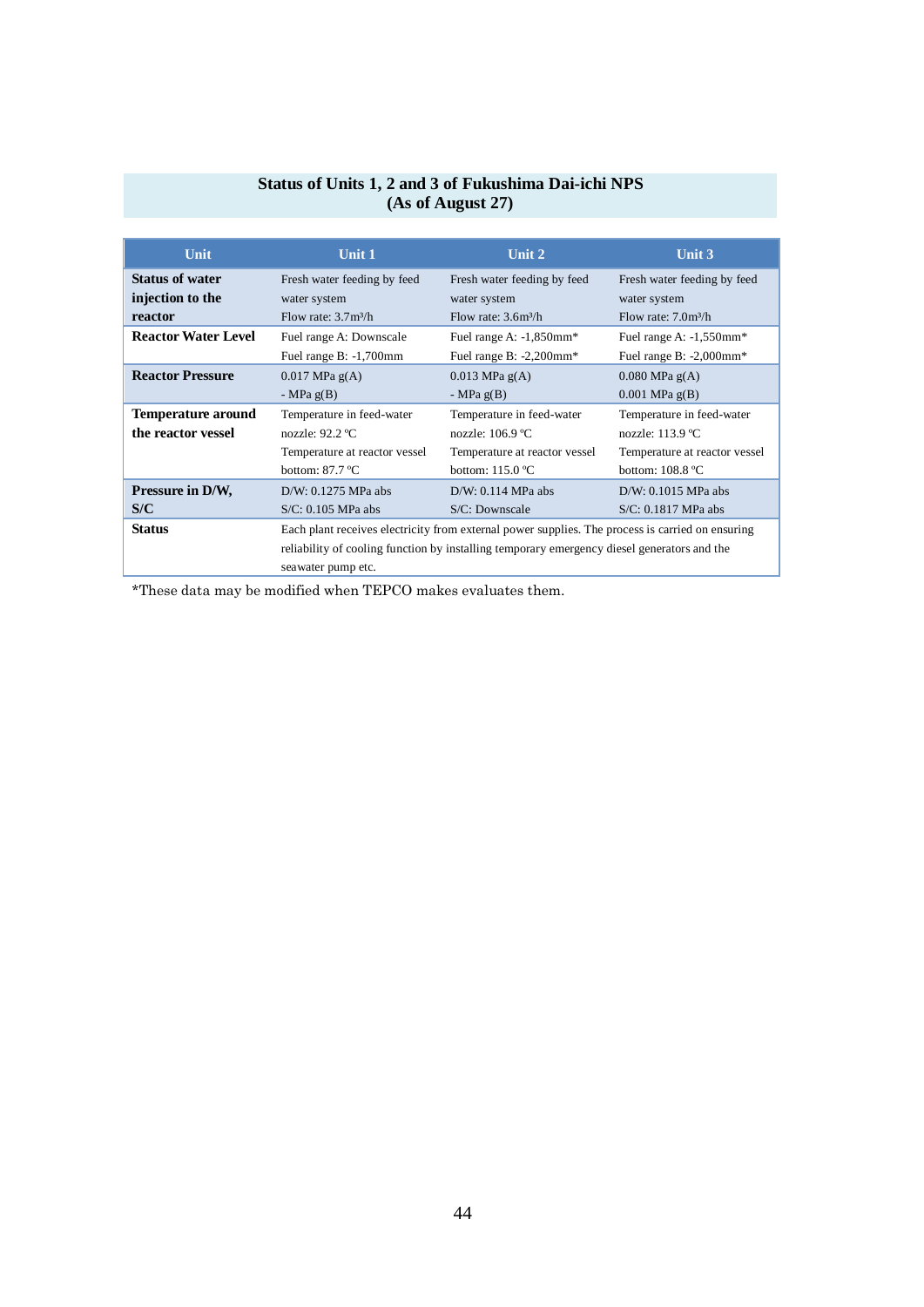**Status of Units 1, 2 and 3 of Fukushima Dai-ichi NPS**
**(As of August 27)**

| Unit | Unit 1 | Unit 2 | Unit 3 |
|---|---|---|---|
| **Status of water injection to the reactor** | Fresh water feeding by feed water system Flow rate: 3.7m³/h | Fresh water feeding by feed water system Flow rate: 3.6m³/h | Fresh water feeding by feed water system Flow rate: 7.0m³/h |
| **Reactor Water Level** | Fuel range A: Downscale Fuel range B: -1,700mm | Fuel range A: -1,850mm* Fuel range B: -2,200mm* | Fuel range A: -1,550mm* Fuel range B: -2,000mm* |
| **Reactor Pressure** | 0.017 MPa g(A) - MPa g(B) | 0.013 MPa g(A) - MPa g(B) | 0.080 MPa g(A) 0.001 MPa g(B) |
| **Temperature around the reactor vessel** | Temperature in feed-water nozzle: 92.2 ºC Temperature at reactor vessel bottom: 87.7 ºC | Temperature in feed-water nozzle: 106.9 ºC Temperature at reactor vessel bottom: 115.0 ºC | Temperature in feed-water nozzle: 113.9 ºC Temperature at reactor vessel bottom: 108.8 ºC |
| **Pressure in D/W, S/C** | D/W: 0.1275 MPa abs S/C: 0.105 MPa abs | D/W: 0.114 MPa abs S/C: Downscale | D/W: 0.1015 MPa abs S/C: 0.1817 MPa abs |
| **Status** | Each plant receives electricity from external power supplies. The process is carried on ensuring reliability of cooling function by installing temporary emergency diesel generators and the seawater pump etc. | | |

*These data may be modified when TEPCO makes evaluates them.